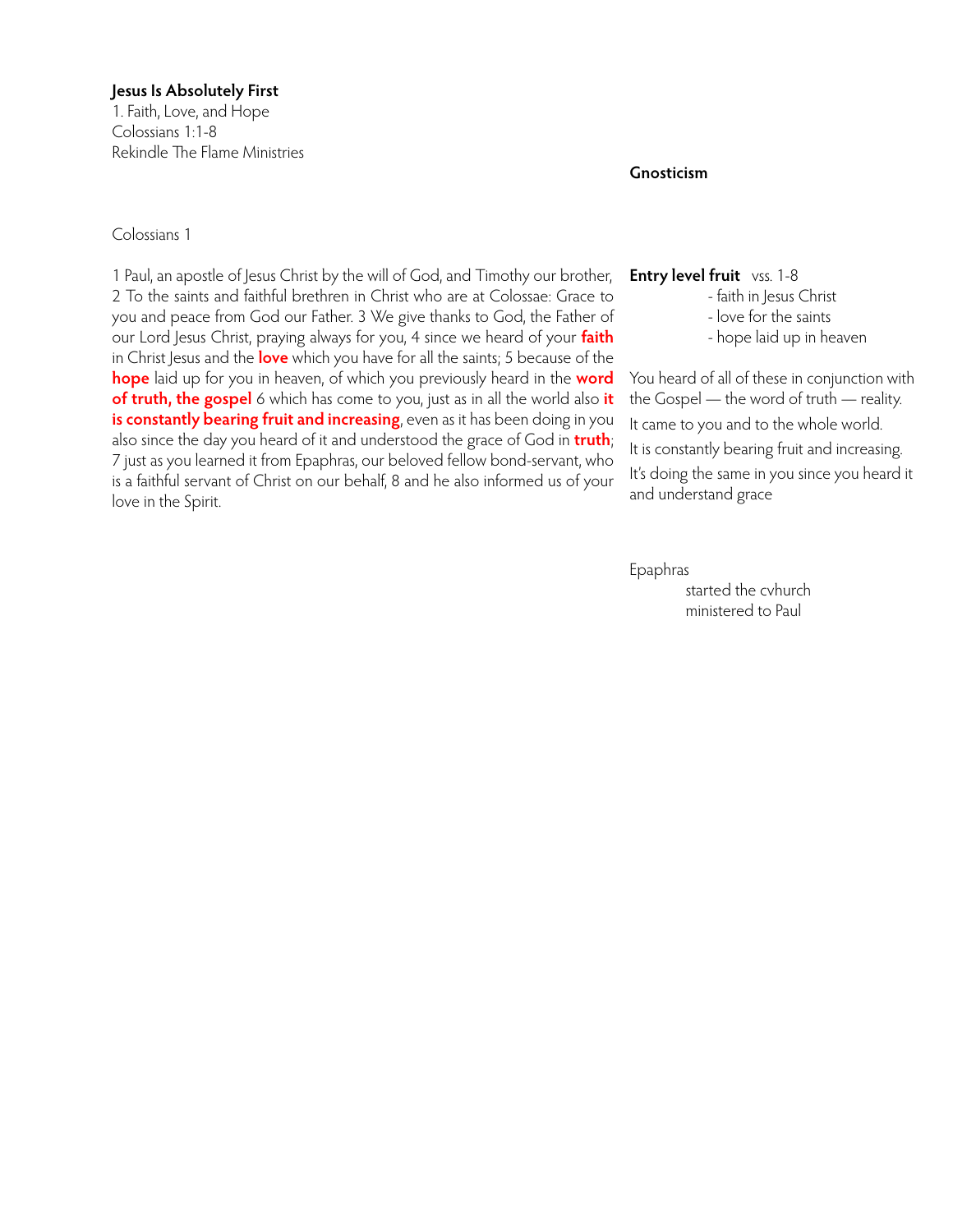**Jesus Is Absolutely First**

1. Faith, Love, and Hope

Colossians 1:1-8

Rekindle The Flame Ministries

Colossians 1

1 Paul, an apostle of Jesus Christ by the will of God, and Timothy our brother, 2 To the saints and faithful brethren in Christ who are at Colossae: Grace to you and peace from God our Father. 3 We give thanks to God, the Father of our Lord Jesus Christ, praying always for you, 4 since we heard of your **faith** in Christ Jesus and the **love** which you have for all the saints; 5 because of the **hope** laid up for you in heaven, of which you previously heard in the **word of truth, the gospel** 6 which has come to you, just as in all the world also **it is constantly bearing fruit and increasing**, even as it has been doing in you also since the day you heard of it and understood the grace of God in **truth**; 7 just as you learned it from Epaphras, our beloved fellow bond-servant, who is a faithful servant of Christ on our behalf, 8 and he also informed us of your love in the Spirit.

**Gnosticism**

**Entry level fruit** vss. 1-8

- faith in Jesus Christ
- love for the saints
- hope laid up in heaven

You heard of all of these in conjunction with the Gospel — the word of truth — reality.

It came to you and to the whole world.

It is constantly bearing fruit and increasing.

It's doing the same in you since you heard it and understand grace

Epaphras

started the cvhurch

ministered to Paul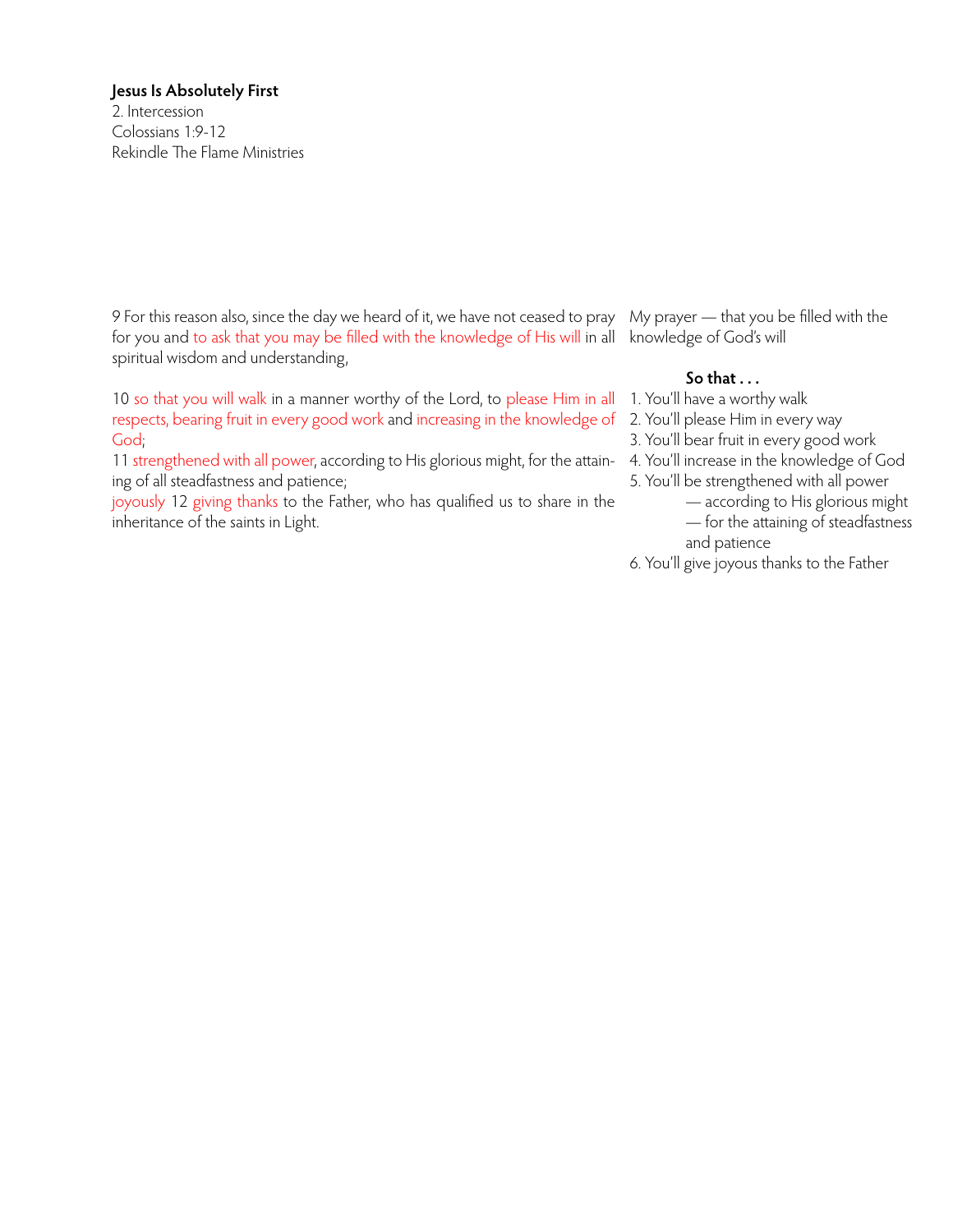**Jesus Is Absolutely First**

2. Intercession

Colossians 1:9-12

Rekindle The Flame Ministries

9 For this reason also, since the day we heard of it, we have not ceased to pray for you and to ask that you may be filled with the knowledge of His will in all spiritual wisdom and understanding,

10 so that you will walk in a manner worthy of the Lord, to please Him in all respects, bearing fruit in every good work and increasing in the knowledge of God;

11 strengthened with all power, according to His glorious might, for the attaining of all steadfastness and patience;

joyously 12 giving thanks to the Father, who has qualified us to share in the inheritance of the saints in Light.

My prayer — that you be filled with the knowledge of God's will

**So that . . .**

1. You'll have a worthy walk
2. You'll please Him in every way
3. You'll bear fruit in every good work
4. You'll increase in the knowledge of God
5. You'll be strengthened with all power
   — according to His glorious might
   — for the attaining of steadfastness and patience
6. You'll give joyous thanks to the Father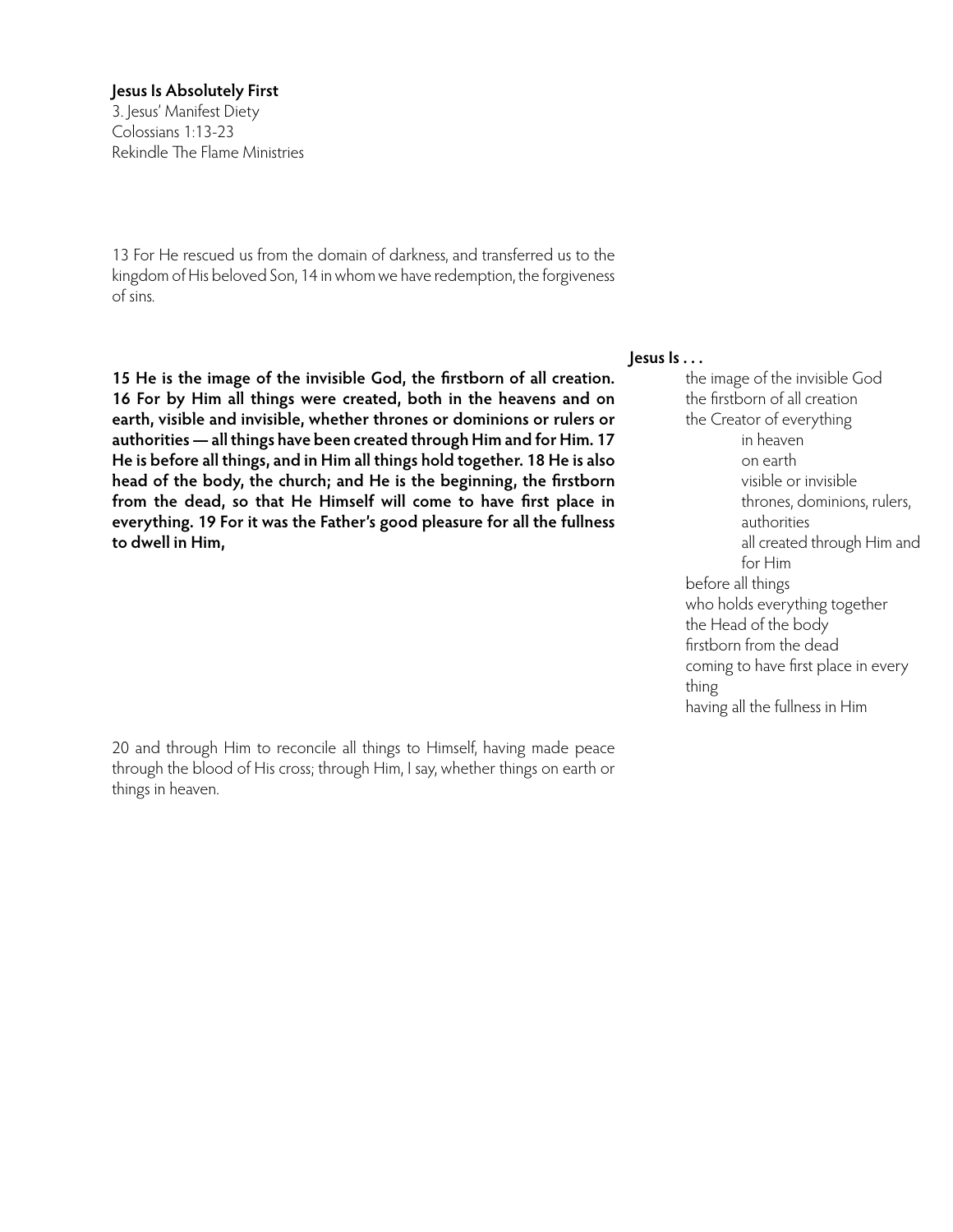**Jesus Is Absolutely First**
3. Jesus' Manifest Diety
Colossians 1:13-23
Rekindle The Flame Ministries

13 For He rescued us from the domain of darkness, and transferred us to the kingdom of His beloved Son, 14 in whom we have redemption, the forgiveness of sins.

**15 He is the image of the invisible God, the firstborn of all creation. 16 For by Him all things were created, both in the heavens and on earth, visible and invisible, whether thrones or dominions or rulers or authorities — all things have been created through Him and for Him. 17 He is before all things, and in Him all things hold together. 18 He is also head of the body, the church; and He is the beginning, the firstborn from the dead, so that He Himself will come to have first place in everything. 19 For it was the Father's good pleasure for all the fullness to dwell in Him,**

**Jesus Is . . .**

- the image of the invisible God
- the firstborn of all creation
- the Creator of everything
    - in heaven
    - on earth
    - visible or invisible
    - thrones, dominions, rulers, authorities
    - all created through Him and for Him
- before all things
- who holds everything together
- the Head of the body
- firstborn from the dead
- coming to have first place in every thing
- having all the fullness in Him

20 and through Him to reconcile all things to Himself, having made peace through the blood of His cross; through Him, I say, whether things on earth or things in heaven.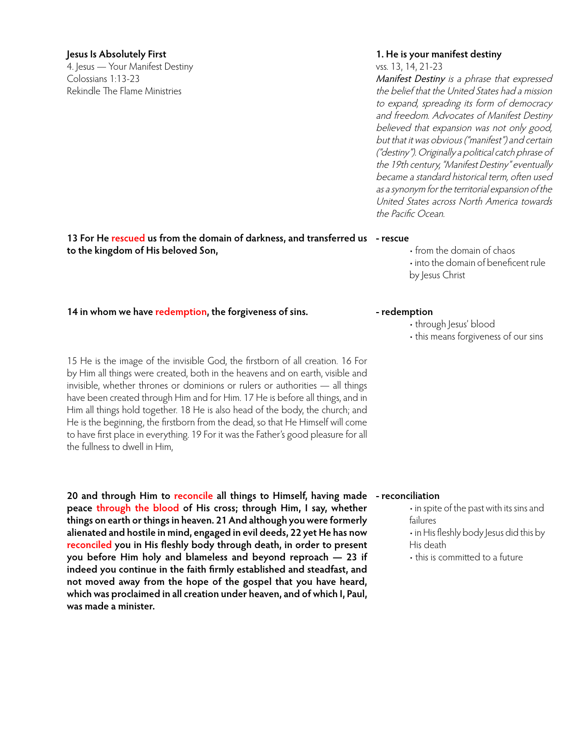**Jesus Is Absolutely First**
4. Jesus — Your Manifest Destiny
Colossians 1:13-23
Rekindle The Flame Ministries

**1. He is your manifest destiny**
vss. 13, 14, 21-23

*Manifest Destiny is a phrase that expressed the belief that the United States had a mission to expand, spreading its form of democracy and freedom. Advocates of Manifest Destiny believed that expansion was not only good, but that it was obvious ("manifest") and certain ("destiny"). Originally a political catch phrase of the 19th century, "Manifest Destiny" eventually became a standard historical term, often used as a synonym for the territorial expansion of the United States across North America towards the Pacific Ocean.*

**13 For He rescued us from the domain of darkness, and transferred us to the kingdom of His beloved Son,**

**- rescue**

- from the domain of chaos
- into the domain of beneficent rule by Jesus Christ

**14 in whom we have redemption, the forgiveness of sins.**

**- redemption**

- through Jesus' blood
- this means forgiveness of our sins

15 He is the image of the invisible God, the firstborn of all creation. 16 For by Him all things were created, both in the heavens and on earth, visible and invisible, whether thrones or dominions or rulers or authorities — all things have been created through Him and for Him. 17 He is before all things, and in Him all things hold together. 18 He is also head of the body, the church; and He is the beginning, the firstborn from the dead, so that He Himself will come to have first place in everything. 19 For it was the Father's good pleasure for all the fullness to dwell in Him,

**20 and through Him to reconcile all things to Himself, having made peace through the blood of His cross; through Him, I say, whether things on earth or things in heaven. 21 And although you were formerly alienated and hostile in mind, engaged in evil deeds, 22 yet He has now reconciled you in His fleshly body through death, in order to present you before Him holy and blameless and beyond reproach — 23 if indeed you continue in the faith firmly established and steadfast, and not moved away from the hope of the gospel that you have heard, which was proclaimed in all creation under heaven, and of which I, Paul, was made a minister.**

**- reconciliation**

- in spite of the past with its sins and failures
- in His fleshly body Jesus did this by His death
- this is committed to a future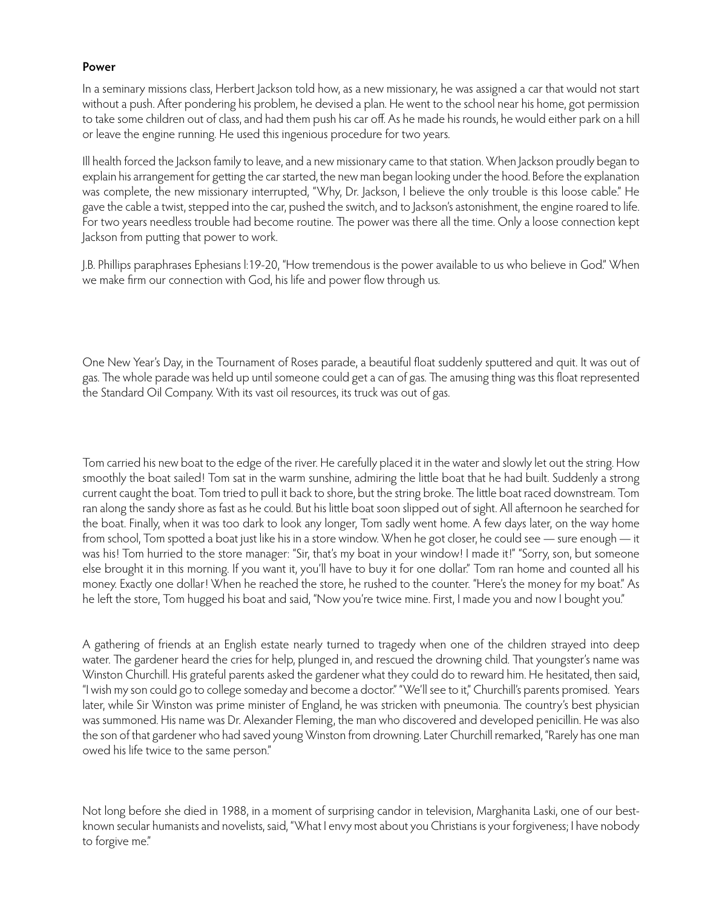**Power**

In a seminary missions class, Herbert Jackson told how, as a new missionary, he was assigned a car that would not start without a push. After pondering his problem, he devised a plan. He went to the school near his home, got permission to take some children out of class, and had them push his car off. As he made his rounds, he would either park on a hill or leave the engine running. He used this ingenious procedure for two years.

Ill health forced the Jackson family to leave, and a new missionary came to that station. When Jackson proudly began to explain his arrangement for getting the car started, the new man began looking under the hood. Before the explanation was complete, the new missionary interrupted, "Why, Dr. Jackson, I believe the only trouble is this loose cable." He gave the cable a twist, stepped into the car, pushed the switch, and to Jackson's astonishment, the engine roared to life. For two years needless trouble had become routine. The power was there all the time. Only a loose connection kept Jackson from putting that power to work.

J.B. Phillips paraphrases Ephesians l:19-20, "How tremendous is the power available to us who believe in God." When we make firm our connection with God, his life and power flow through us.

One New Year's Day, in the Tournament of Roses parade, a beautiful float suddenly sputtered and quit. It was out of gas. The whole parade was held up until someone could get a can of gas. The amusing thing was this float represented the Standard Oil Company. With its vast oil resources, its truck was out of gas.

Tom carried his new boat to the edge of the river. He carefully placed it in the water and slowly let out the string. How smoothly the boat sailed! Tom sat in the warm sunshine, admiring the little boat that he had built. Suddenly a strong current caught the boat. Tom tried to pull it back to shore, but the string broke. The little boat raced downstream. Tom ran along the sandy shore as fast as he could. But his little boat soon slipped out of sight. All afternoon he searched for the boat. Finally, when it was too dark to look any longer, Tom sadly went home. A few days later, on the way home from school, Tom spotted a boat just like his in a store window. When he got closer, he could see — sure enough — it was his! Tom hurried to the store manager: "Sir, that's my boat in your window! I made it!" "Sorry, son, but someone else brought it in this morning. If you want it, you'll have to buy it for one dollar." Tom ran home and counted all his money. Exactly one dollar! When he reached the store, he rushed to the counter. "Here's the money for my boat." As he left the store, Tom hugged his boat and said, "Now you're twice mine. First, I made you and now I bought you."

A gathering of friends at an English estate nearly turned to tragedy when one of the children strayed into deep water. The gardener heard the cries for help, plunged in, and rescued the drowning child. That youngster's name was Winston Churchill. His grateful parents asked the gardener what they could do to reward him. He hesitated, then said, "I wish my son could go to college someday and become a doctor." "We'll see to it," Churchill's parents promised. Years later, while Sir Winston was prime minister of England, he was stricken with pneumonia. The country's best physician was summoned. His name was Dr. Alexander Fleming, the man who discovered and developed penicillin. He was also the son of that gardener who had saved young Winston from drowning. Later Churchill remarked, "Rarely has one man owed his life twice to the same person."

Not long before she died in 1988, in a moment of surprising candor in television, Marghanita Laski, one of our best-known secular humanists and novelists, said, "What I envy most about you Christians is your forgiveness; I have nobody to forgive me."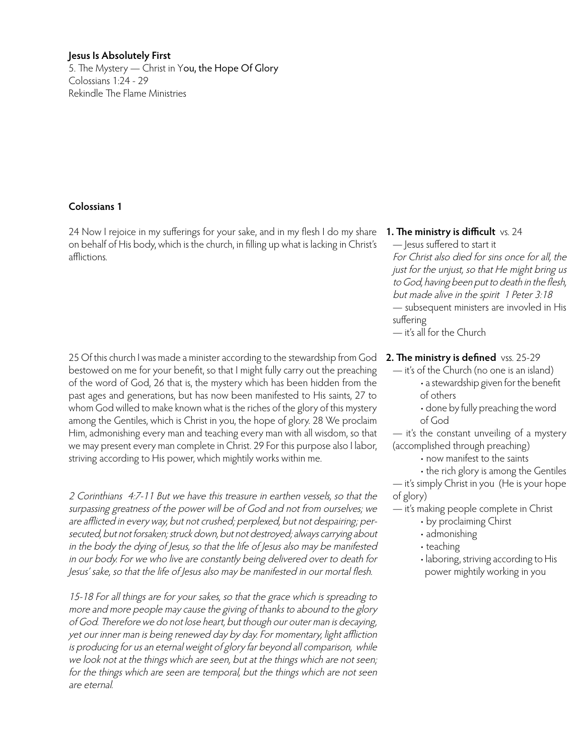**Jesus Is Absolutely First**
5. The Mystery — Christ in You, the Hope Of Glory
Colossians 1:24 - 29
Rekindle The Flame Ministries

## Colossians 1

24 Now I rejoice in my sufferings for your sake, and in my flesh I do my share on behalf of His body, which is the church, in filling up what is lacking in Christ's afflictions.

**1. The ministry is difficult** vs. 24

— Jesus suffered to start it

*For Christ also died for sins once for all, the just for the unjust, so that He might bring us to God, having been put to death in the flesh, but made alive in the spirit 1 Peter 3:18*

— subsequent ministers are invovled in His suffering

— it's all for the Church

25 Of this church I was made a minister according to the stewardship from God bestowed on me for your benefit, so that I might fully carry out the preaching of the word of God, 26 that is, the mystery which has been hidden from the past ages and generations, but has now been manifested to His saints, 27 to whom God willed to make known what is the riches of the glory of this mystery among the Gentiles, which is Christ in you, the hope of glory. 28 We proclaim Him, admonishing every man and teaching every man with all wisdom, so that we may present every man complete in Christ. 29 For this purpose also I labor, striving according to His power, which mightily works within me.

**2. The ministry is defined** vss. 25-29

— it's of the Church (no one is an island)
- a stewardship given for the benefit of others
- done by fully preaching the word of God

— it's the constant unveiling of a mystery (accomplished through preaching)
- now manifest to the saints
- the rich glory is among the Gentiles

— it's simply Christ in you (He is your hope of glory)

— it's making people complete in Christ
- by proclaiming Chirst
- admonishing
- teaching
- laboring, striving according to His power mightily working in you

*2 Corinthians 4:7-11 But we have this treasure in earthen vessels, so that the surpassing greatness of the power will be of God and not from ourselves; we are afflicted in every way, but not crushed; perplexed, but not despairing; persecuted, but not forsaken; struck down, but not destroyed; always carrying about in the body the dying of Jesus, so that the life of Jesus also may be manifested in our body. For we who live are constantly being delivered over to death for Jesus' sake, so that the life of Jesus also may be manifested in our mortal flesh.*

*15-18 For all things are for your sakes, so that the grace which is spreading to more and more people may cause the giving of thanks to abound to the glory of God. Therefore we do not lose heart, but though our outer man is decaying, yet our inner man is being renewed day by day. For momentary, light affliction is producing for us an eternal weight of glory far beyond all comparison, while we look not at the things which are seen, but at the things which are not seen; for the things which are seen are temporal, but the things which are not seen are eternal.*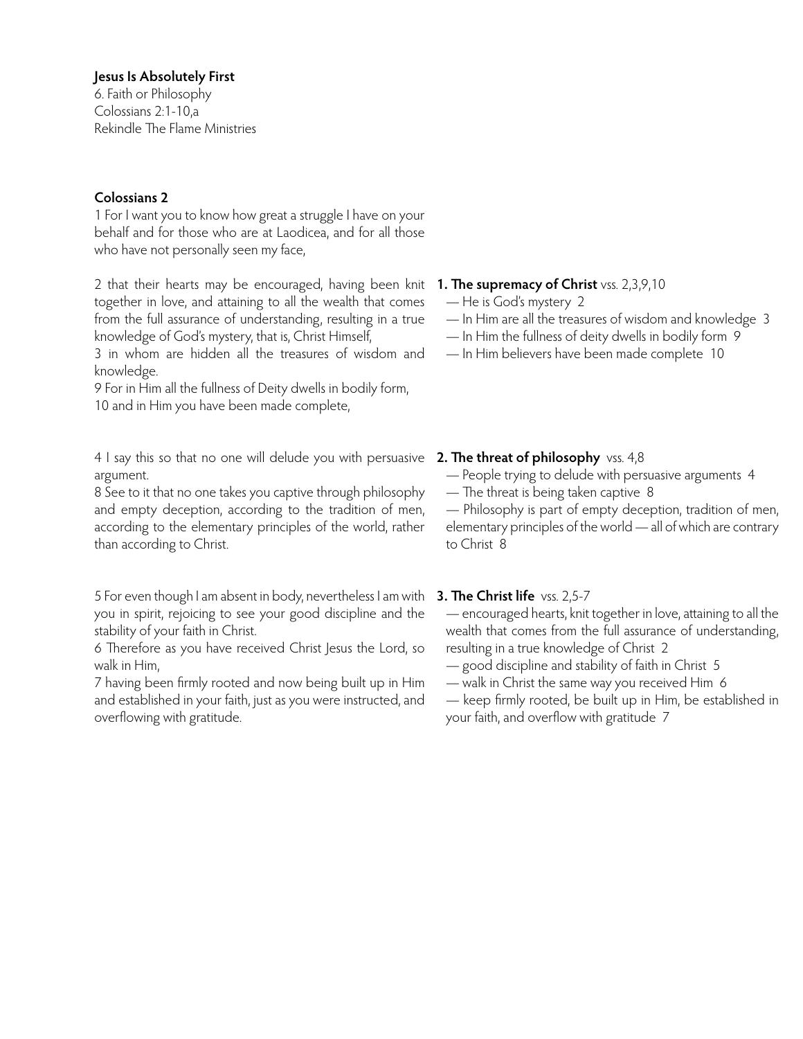**Jesus Is Absolutely First**
6. Faith or Philosophy
Colossians 2:1-10,a
Rekindle The Flame Ministries

**Colossians 2**

1 For I want you to know how great a struggle I have on your behalf and for those who are at Laodicea, and for all those who have not personally seen my face,

2 that their hearts may be encouraged, having been knit together in love, and attaining to all the wealth that comes from the full assurance of understanding, resulting in a true knowledge of God's mystery, that is, Christ Himself,
3 in whom are hidden all the treasures of wisdom and knowledge.
9 For in Him all the fullness of Deity dwells in bodily form,
10 and in Him you have been made complete,

**1. The supremacy of Christ** vss. 2,3,9,10
— He is God's mystery 2
— In Him are all the treasures of wisdom and knowledge 3
— In Him the fullness of deity dwells in bodily form 9
— In Him believers have been made complete 10

4 I say this so that no one will delude you with persuasive argument.
8 See to it that no one takes you captive through philosophy and empty deception, according to the tradition of men, according to the elementary principles of the world, rather than according to Christ.

**2. The threat of philosophy** vss. 4,8
— People trying to delude with persuasive arguments 4
— The threat is being taken captive 8
— Philosophy is part of empty deception, tradition of men, elementary principles of the world — all of which are contrary to Christ 8

5 For even though I am absent in body, nevertheless I am with you in spirit, rejoicing to see your good discipline and the stability of your faith in Christ.
6 Therefore as you have received Christ Jesus the Lord, so walk in Him,
7 having been firmly rooted and now being built up in Him and established in your faith, just as you were instructed, and overflowing with gratitude.

**3. The Christ life** vss. 2,5-7
— encouraged hearts, knit together in love, attaining to all the wealth that comes from the full assurance of understanding, resulting in a true knowledge of Christ 2
— good discipline and stability of faith in Christ 5
— walk in Christ the same way you received Him 6
— keep firmly rooted, be built up in Him, be established in your faith, and overflow with gratitude 7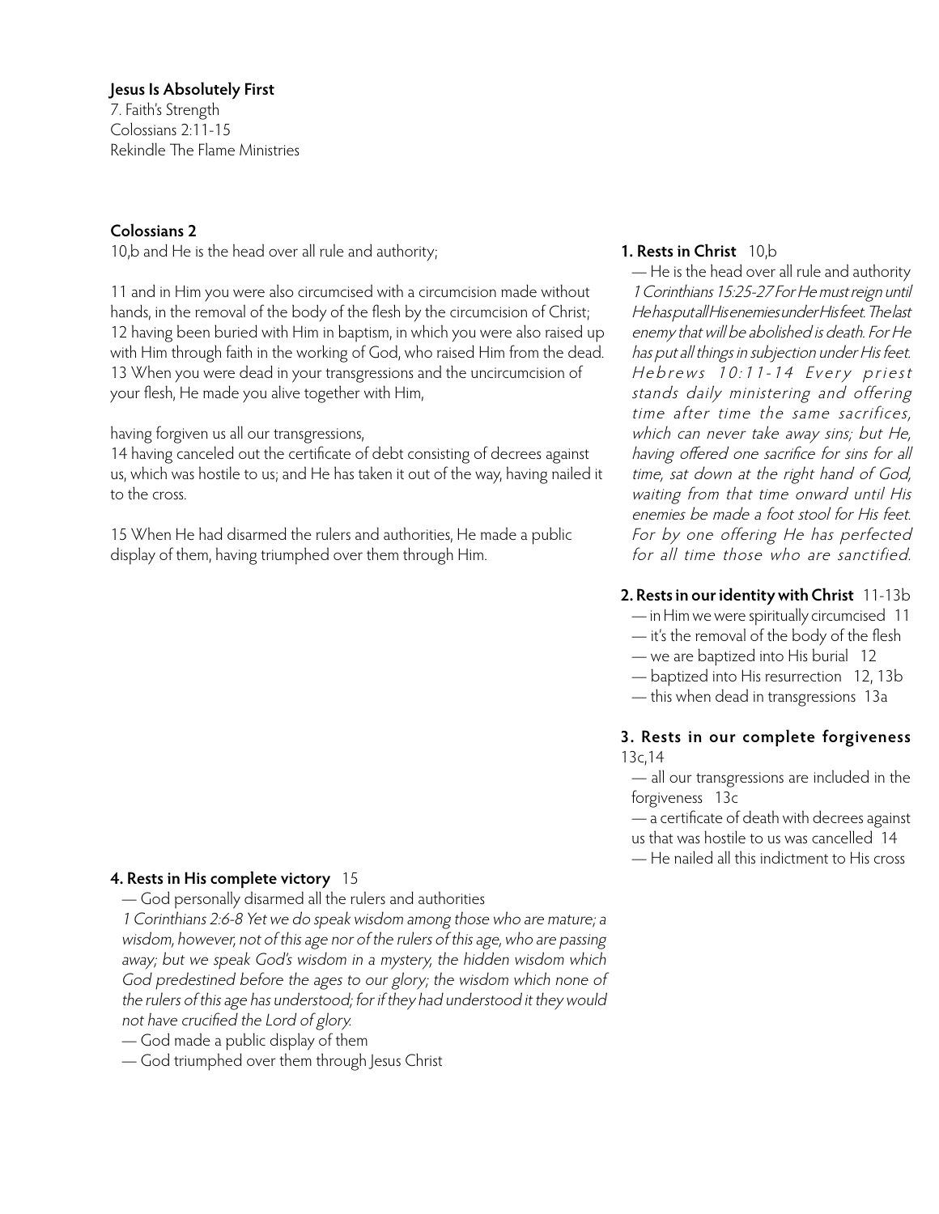**Jesus Is Absolutely First**
7. Faith's Strength
Colossians 2:11-15
Rekindle The Flame Ministries

**Colossians 2**

10,b and He is the head over all rule and authority;

11 and in Him you were also circumcised with a circumcision made without hands, in the removal of the body of the flesh by the circumcision of Christ; 12 having been buried with Him in baptism, in which you were also raised up with Him through faith in the working of God, who raised Him from the dead. 13 When you were dead in your transgressions and the uncircumcision of your flesh, He made you alive together with Him,

having forgiven us all our transgressions,
14 having canceled out the certificate of debt consisting of decrees against us, which was hostile to us; and He has taken it out of the way, having nailed it to the cross.

15 When He had disarmed the rulers and authorities, He made a public display of them, having triumphed over them through Him.

**1. Rests in Christ** 10,b

— He is the head over all rule and authority

*1 Corinthians 15:25-27 For He must reign until He has put all His enemies under His feet. The last enemy that will be abolished is death. For He has put all things in subjection under His feet. Hebrews 10:11-14 Every priest stands daily ministering and offering time after time the same sacrifices, which can never take away sins; but He, having offered one sacrifice for sins for all time, sat down at the right hand of God, waiting from that time onward until His enemies be made a foot stool for His feet. For by one offering He has perfected for all time those who are sanctified.*

**2. Rests in our identity with Christ** 11-13b

— in Him we were spiritually circumcised 11
— it's the removal of the body of the flesh
— we are baptized into His burial 12
— baptized into His resurrection 12, 13b
— this when dead in transgressions 13a

**3. Rests in our complete forgiveness** 13c,14

— all our transgressions are included in the forgiveness 13c
— a certificate of death with decrees against us that was hostile to us was cancelled 14
— He nailed all this indictment to His cross

**4. Rests in His complete victory** 15

— God personally disarmed all the rulers and authorities

*1 Corinthians 2:6-8 Yet we do speak wisdom among those who are mature; a wisdom, however, not of this age nor of the rulers of this age, who are passing away; but we speak God's wisdom in a mystery, the hidden wisdom which God predestined before the ages to our glory; the wisdom which none of the rulers of this age has understood; for if they had understood it they would not have crucified the Lord of glory.*

— God made a public display of them
— God triumphed over them through Jesus Christ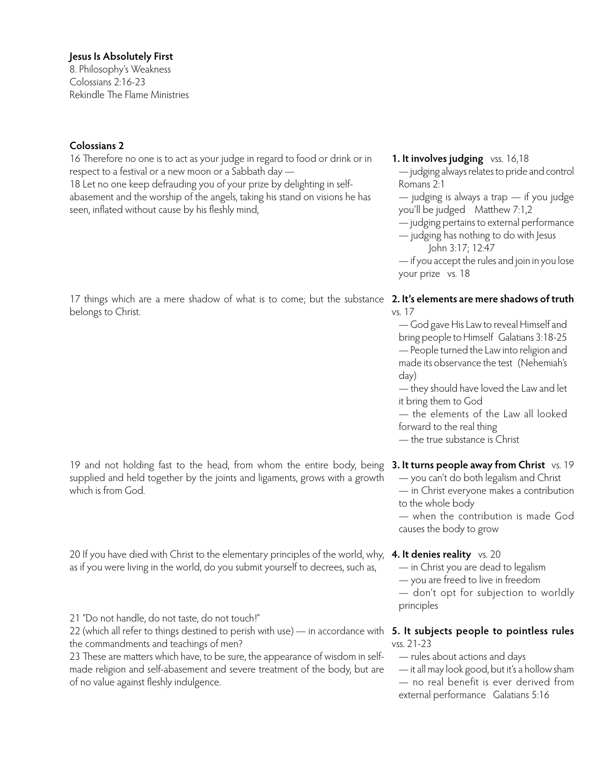**Jesus Is Absolutely First**

8. Philosophy's Weakness
Colossians 2:16-23
Rekindle The Flame Ministries

**Colossians 2**

16 Therefore no one is to act as your judge in regard to food or drink or in respect to a festival or a new moon or a Sabbath day —
18 Let no one keep defrauding you of your prize by delighting in self-abasement and the worship of the angels, taking his stand on visions he has seen, inflated without cause by his fleshly mind,

**1. It involves judging** vss. 16,18
— judging always relates to pride and control Romans 2:1
— judging is always a trap — if you judge you'll be judged Matthew 7:1,2
— judging pertains to external performance
— judging has nothing to do with Jesus John 3:17; 12:47
— if you accept the rules and join in you lose your prize vs. 18

17 things which are a mere shadow of what is to come; but the substance belongs to Christ.

**2. It's elements are mere shadows of truth** vs. 17
— God gave His Law to reveal Himself and bring people to Himself Galatians 3:18-25
— People turned the Law into religion and made its observance the test (Nehemiah's day)
— they should have loved the Law and let it bring them to God
— the elements of the Law all looked forward to the real thing
— the true substance is Christ

19 and not holding fast to the head, from whom the entire body, being supplied and held together by the joints and ligaments, grows with a growth which is from God.

**3. It turns people away from Christ** vs. 19
— you can't do both legalism and Christ
— in Christ everyone makes a contribution to the whole body
— when the contribution is made God causes the body to grow

20 If you have died with Christ to the elementary principles of the world, why, as if you were living in the world, do you submit yourself to decrees, such as,

**4. It denies reality** vs. 20
— in Christ you are dead to legalism
— you are freed to live in freedom
— don't opt for subjection to worldly principles

21 "Do not handle, do not taste, do not touch!"
22 (which all refer to things destined to perish with use) — in accordance with the commandments and teachings of men?
23 These are matters which have, to be sure, the appearance of wisdom in self-made religion and self-abasement and severe treatment of the body, but are of no value against fleshly indulgence.

**5. It subjects people to pointless rules** vss. 21-23
— rules about actions and days
— it all may look good, but it's a hollow sham
— no real benefit is ever derived from external performance Galatians 5:16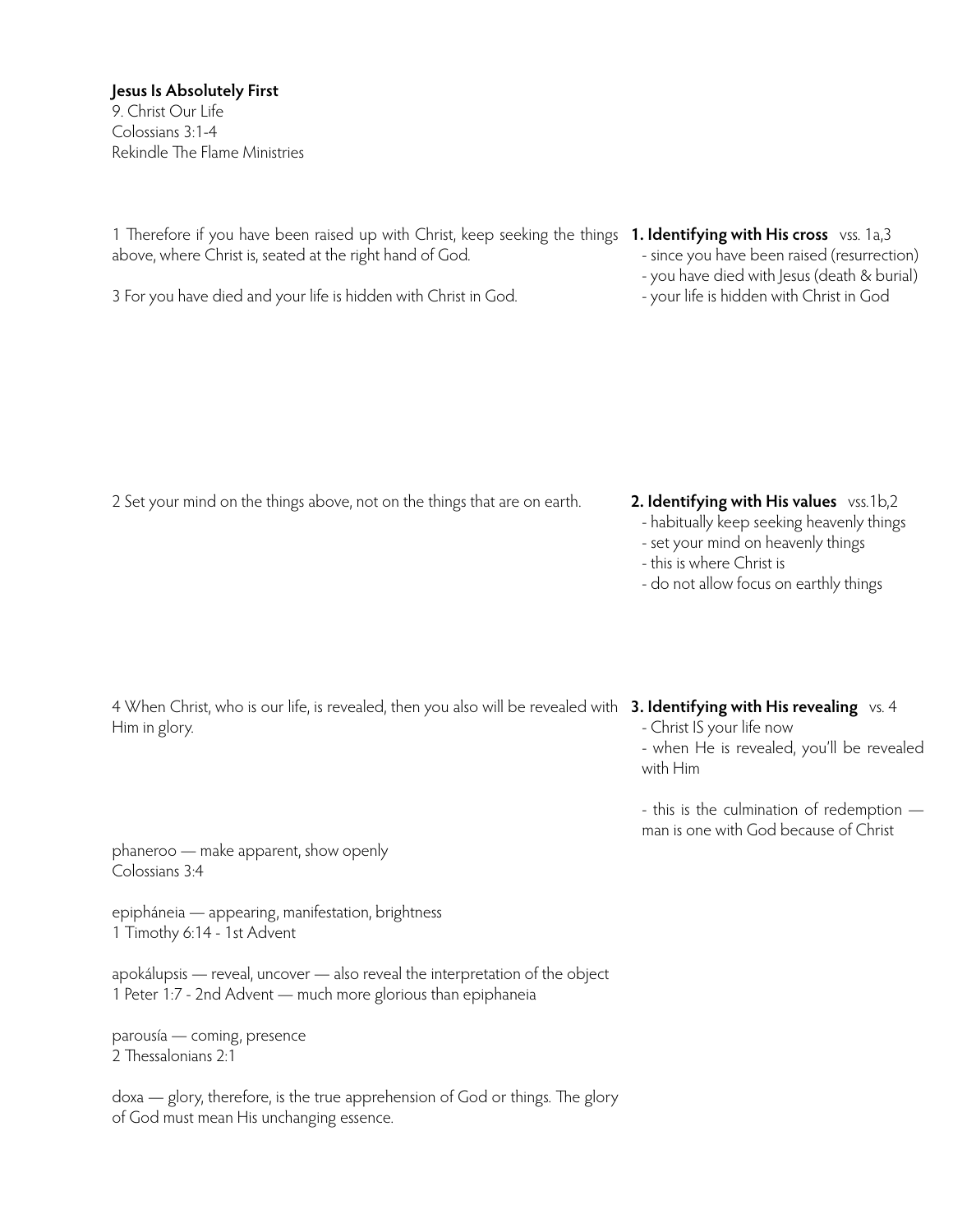**Jesus Is Absolutely First**
9. Christ Our Life
Colossians 3:1-4
Rekindle The Flame Ministries

1 Therefore if you have been raised up with Christ, keep seeking the things above, where Christ is, seated at the right hand of God.

3 For you have died and your life is hidden with Christ in God.

**1. Identifying with His cross** vss. 1a,3
- since you have been raised (resurrection)
- you have died with Jesus (death & burial)
- your life is hidden with Christ in God

2 Set your mind on the things above, not on the things that are on earth.

**2. Identifying with His values** vss.1b,2
- habitually keep seeking heavenly things
- set your mind on heavenly things
- this is where Christ is
- do not allow focus on earthly things

4 When Christ, who is our life, is revealed, then you also will be revealed with Him in glory.

**3. Identifying with His revealing** vs. 4
- Christ IS your life now
- when He is revealed, you'll be revealed with Him

- this is the culmination of redemption — man is one with God because of Christ

phaneroo — make apparent, show openly
Colossians 3:4

epipháneia — appearing, manifestation, brightness
1 Timothy 6:14 - 1st Advent

apokálupsis — reveal, uncover — also reveal the interpretation of the object
1 Peter 1:7 - 2nd Advent — much more glorious than epiphaneia

parousía — coming, presence
2 Thessalonians 2:1

doxa — glory, therefore, is the true apprehension of God or things. The glory of God must mean His unchanging essence.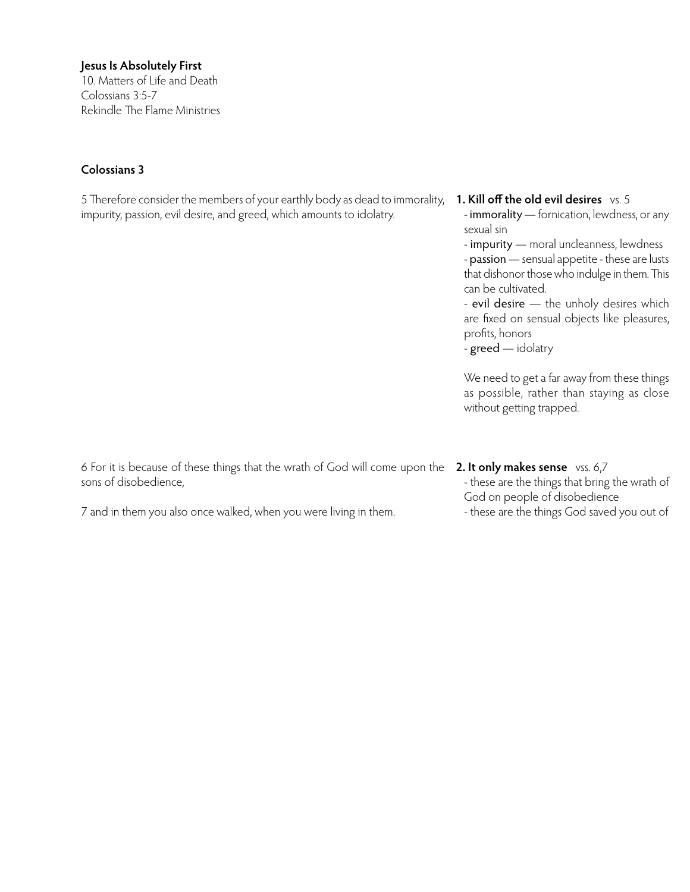**Jesus Is Absolutely First**
10. Matters of Life and Death
Colossians 3:5-7
Rekindle The Flame Ministries

## Colossians 3

5 Therefore consider the members of your earthly body as dead to immorality, impurity, passion, evil desire, and greed, which amounts to idolatry.

**1. Kill off the old evil desires** vs. 5

- **immorality** — fornication, lewdness, or any sexual sin
- **impurity** — moral uncleanness, lewdness
- **passion** — sensual appetite - these are lusts that dishonor those who indulge in them. This can be cultivated.
- **evil desire** — the unholy desires which are fixed on sensual objects like pleasures, profits, honors
- **greed** — idolatry

We need to get a far away from these things as possible, rather than staying as close without getting trapped.

6 For it is because of these things that the wrath of God will come upon the sons of disobedience,

7 and in them you also once walked, when you were living in them.

**2. It only makes sense** vss. 6,7

- these are the things that bring the wrath of God on people of disobedience
- these are the things God saved you out of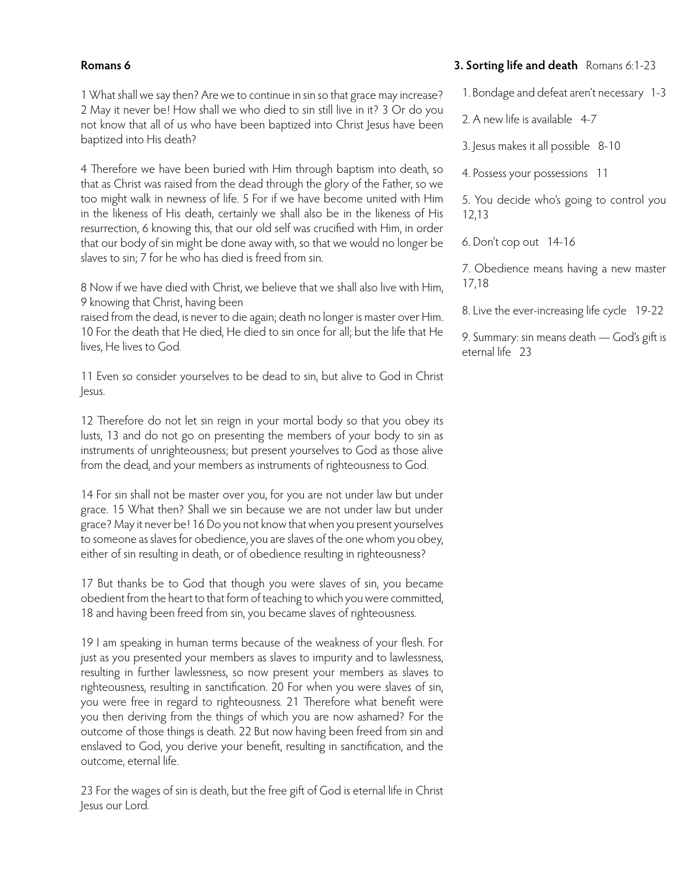**Romans 6**

1 What shall we say then? Are we to continue in sin so that grace may increase? 2 May it never be! How shall we who died to sin still live in it? 3 Or do you not know that all of us who have been baptized into Christ Jesus have been baptized into His death?

4 Therefore we have been buried with Him through baptism into death, so that as Christ was raised from the dead through the glory of the Father, so we too might walk in newness of life. 5 For if we have become united with Him in the likeness of His death, certainly we shall also be in the likeness of His resurrection, 6 knowing this, that our old self was crucified with Him, in order that our body of sin might be done away with, so that we would no longer be slaves to sin; 7 for he who has died is freed from sin.

8 Now if we have died with Christ, we believe that we shall also live with Him, 9 knowing that Christ, having been
raised from the dead, is never to die again; death no longer is master over Him. 10 For the death that He died, He died to sin once for all; but the life that He lives, He lives to God.

11 Even so consider yourselves to be dead to sin, but alive to God in Christ Jesus.

12 Therefore do not let sin reign in your mortal body so that you obey its lusts, 13 and do not go on presenting the members of your body to sin as instruments of unrighteousness; but present yourselves to God as those alive from the dead, and your members as instruments of righteousness to God.

14 For sin shall not be master over you, for you are not under law but under grace. 15 What then? Shall we sin because we are not under law but under grace? May it never be! 16 Do you not know that when you present yourselves to someone as slaves for obedience, you are slaves of the one whom you obey, either of sin resulting in death, or of obedience resulting in righteousness?

17 But thanks be to God that though you were slaves of sin, you became obedient from the heart to that form of teaching to which you were committed, 18 and having been freed from sin, you became slaves of righteousness.

19 I am speaking in human terms because of the weakness of your flesh. For just as you presented your members as slaves to impurity and to lawlessness, resulting in further lawlessness, so now present your members as slaves to righteousness, resulting in sanctification. 20 For when you were slaves of sin, you were free in regard to righteousness. 21 Therefore what benefit were you then deriving from the things of which you are now ashamed? For the outcome of those things is death. 22 But now having been freed from sin and enslaved to God, you derive your benefit, resulting in sanctification, and the outcome, eternal life.

23 For the wages of sin is death, but the free gift of God is eternal life in Christ Jesus our Lord.

**3. Sorting life and death** Romans 6:1-23

1. Bondage and defeat aren't necessary 1-3
2. A new life is available 4-7
3. Jesus makes it all possible 8-10
4. Possess your possessions 11
5. You decide who's going to control you 12,13
6. Don't cop out 14-16
7. Obedience means having a new master 17,18
8. Live the ever-increasing life cycle 19-22
9. Summary: sin means death — God's gift is eternal life 23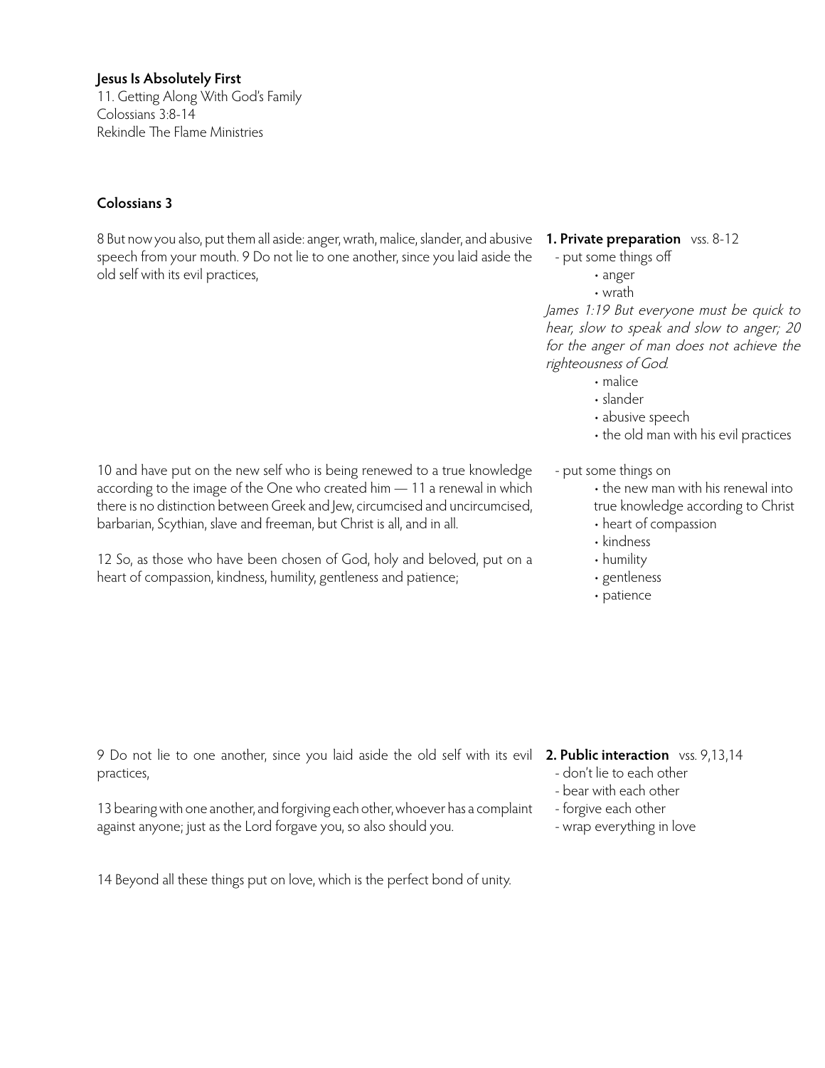**Jesus Is Absolutely First**
11. Getting Along With God's Family
Colossians 3:8-14
Rekindle The Flame Ministries

**Colossians 3**

8 But now you also, put them all aside: anger, wrath, malice, slander, and abusive speech from your mouth. 9 Do not lie to one another, since you laid aside the old self with its evil practices,

**1. Private preparation** vss. 8-12

- put some things off
    - • anger
    - • wrath

*James 1:19 But everyone must be quick to hear, slow to speak and slow to anger; 20 for the anger of man does not achieve the righteousness of God.*

    - • malice
    - • slander
    - • abusive speech
    - • the old man with his evil practices

10 and have put on the new self who is being renewed to a true knowledge according to the image of the One who created him — 11 a renewal in which there is no distinction between Greek and Jew, circumcised and uncircumcised, barbarian, Scythian, slave and freeman, but Christ is all, and in all.

12 So, as those who have been chosen of God, holy and beloved, put on a heart of compassion, kindness, humility, gentleness and patience;

- put some things on
    - • the new man with his renewal into true knowledge according to Christ
    - • heart of compassion
    - • kindness
    - • humility
    - • gentleness
    - • patience

9 Do not lie to one another, since you laid aside the old self with its evil practices,

13 bearing with one another, and forgiving each other, whoever has a complaint against anyone; just as the Lord forgave you, so also should you.

14 Beyond all these things put on love, which is the perfect bond of unity.

**2. Public interaction** vss. 9,13,14

- don't lie to each other
- bear with each other
- forgive each other
- wrap everything in love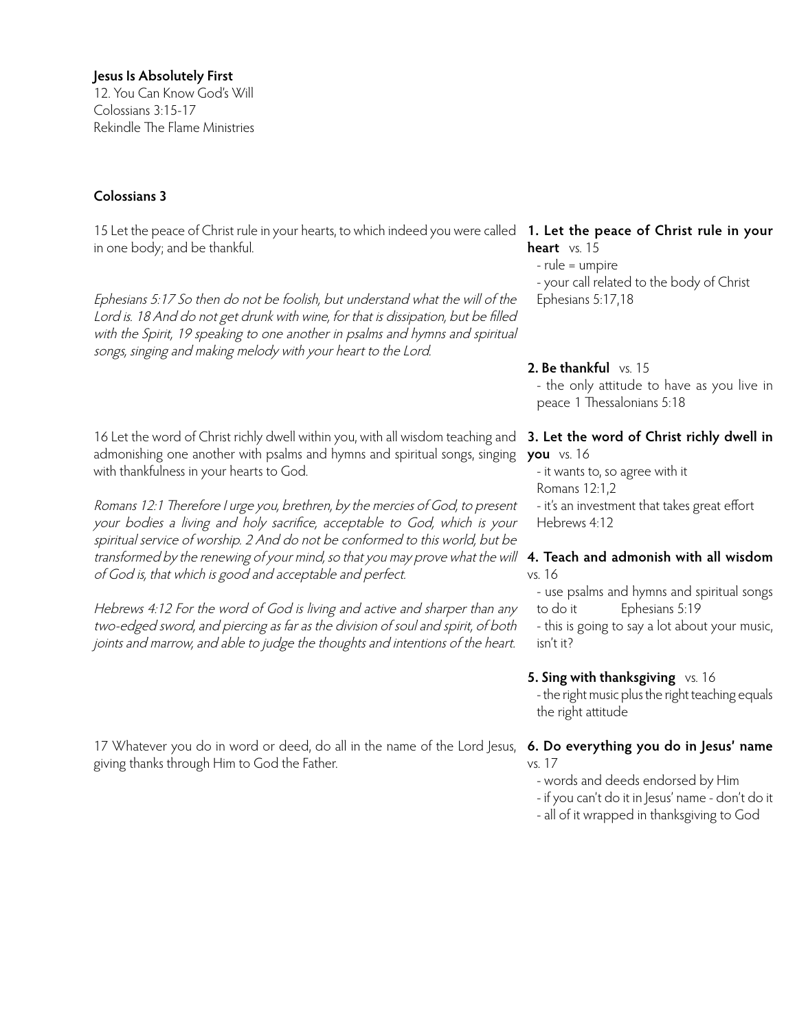**Jesus Is Absolutely First**
12. You Can Know God's Will
Colossians 3:15-17
Rekindle The Flame Ministries

## Colossians 3

15 Let the peace of Christ rule in your hearts, to which indeed you were called in one body; and be thankful.

*Ephesians 5:17 So then do not be foolish, but understand what the will of the Lord is. 18 And do not get drunk with wine, for that is dissipation, but be filled with the Spirit, 19 speaking to one another in psalms and hymns and spiritual songs, singing and making melody with your heart to the Lord.*

**1. Let the peace of Christ rule in your heart** vs. 15
- rule = umpire
- your call related to the body of Christ Ephesians 5:17,18

**2. Be thankful** vs. 15
- the only attitude to have as you live in peace 1 Thessalonians 5:18

16 Let the word of Christ richly dwell within you, with all wisdom teaching and admonishing one another with psalms and hymns and spiritual songs, singing with thankfulness in your hearts to God.

*Romans 12:1 Therefore I urge you, brethren, by the mercies of God, to present your bodies a living and holy sacrifice, acceptable to God, which is your spiritual service of worship. 2 And do not be conformed to this world, but be transformed by the renewing of your mind, so that you may prove what the will of God is, that which is good and acceptable and perfect.*

*Hebrews 4:12 For the word of God is living and active and sharper than any two-edged sword, and piercing as far as the division of soul and spirit, of both joints and marrow, and able to judge the thoughts and intentions of the heart.*

**3. Let the word of Christ richly dwell in you** vs. 16
- it wants to, so agree with it Romans 12:1,2
- it's an investment that takes great effort Hebrews 4:12

**4. Teach and admonish with all wisdom** vs. 16
- use psalms and hymns and spiritual songs to do it Ephesians 5:19
- this is going to say a lot about your music, isn't it?

**5. Sing with thanksgiving** vs. 16
- the right music plus the right teaching equals the right attitude

17 Whatever you do in word or deed, do all in the name of the Lord Jesus, giving thanks through Him to God the Father.

**6. Do everything you do in Jesus' name** vs. 17
- words and deeds endorsed by Him
- if you can't do it in Jesus' name - don't do it
- all of it wrapped in thanksgiving to God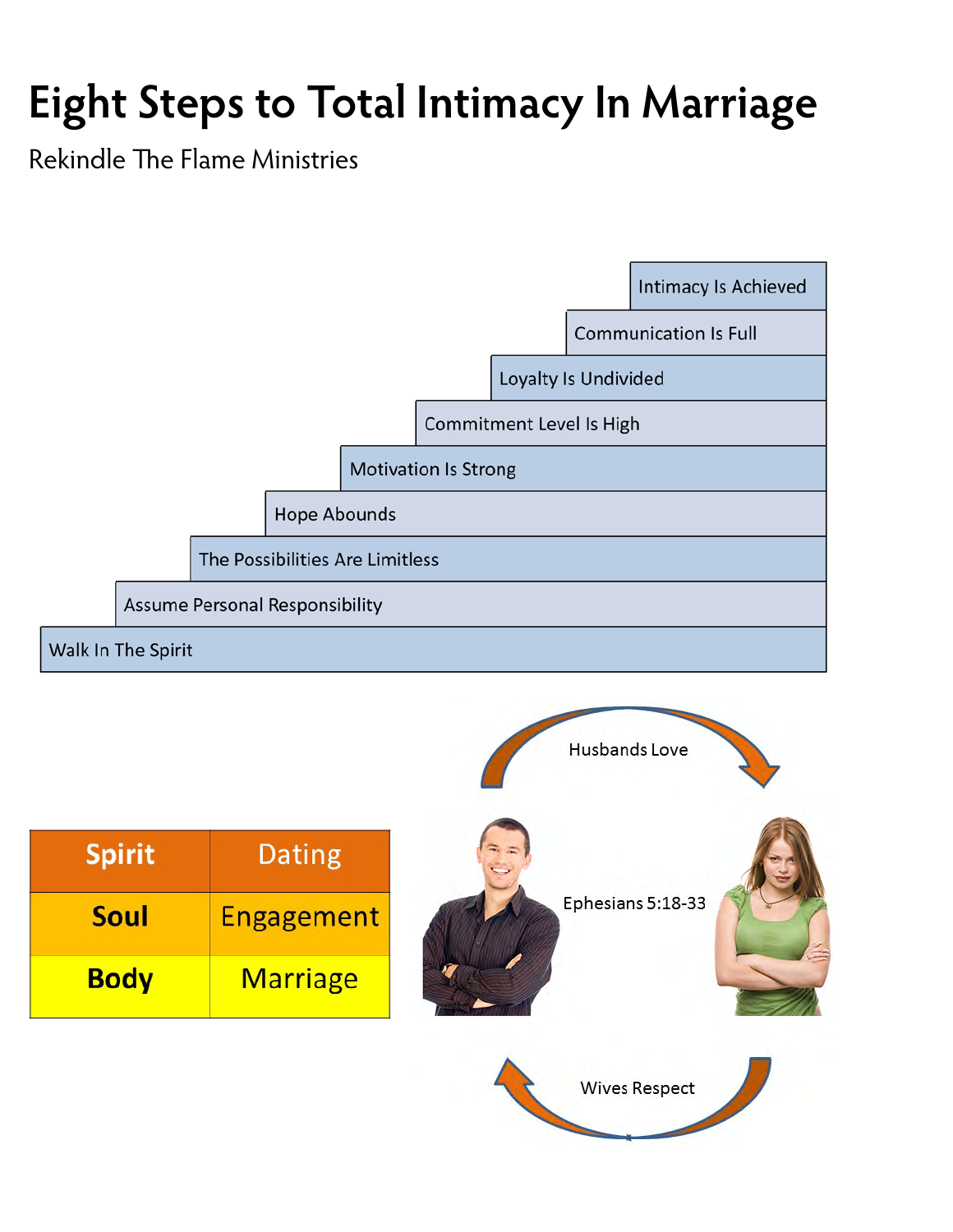# Eight Steps to Total Intimacy In Marriage

Rekindle The Flame Ministries

- Intimacy Is Achieved
- Communication Is Full
- Loyalty Is Undivided
- Commitment Level Is High
- Motivation Is Strong
- Hope Abounds
- The Possibilities Are Limitless
- Assume Personal Responsibility
- Walk In The Spirit

| Spirit | Dating |
|---|---|
| **Soul** | Engagement |
| **Body** | Marriage |

Husbands Love

Ephesians 5:18-33

Wives Respect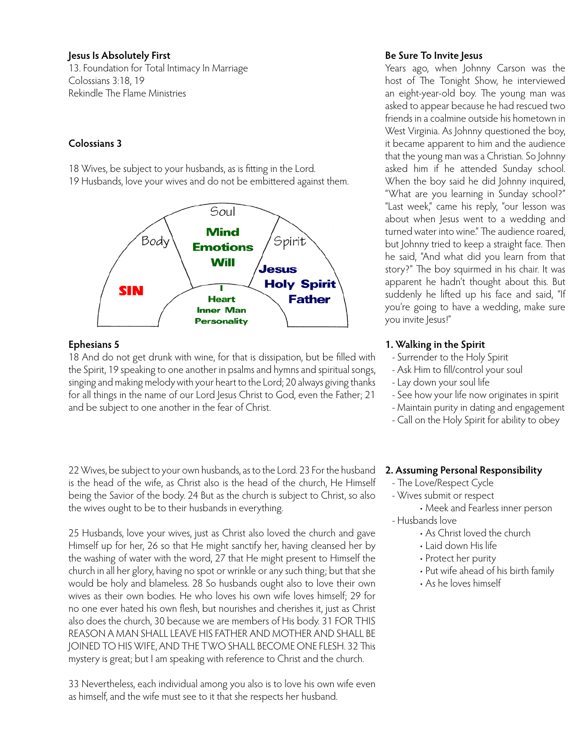**Jesus Is Absolutely First**

13. Foundation for Total Intimacy In Marriage
Colossians 3:18, 19
Rekindle The Flame Ministries

**Colossians 3**

18 Wives, be subject to your husbands, as is fitting in the Lord.
19 Husbands, love your wives and do not be embittered against them.

Soul
Body
Mind
Emotions
Will
Spirit
SIN
I
Heart
Inner Man
Personality
Jesus
Holy Spirit
Father

**Ephesians 5**

18 And do not get drunk with wine, for that is dissipation, but be filled with the Spirit, 19 speaking to one another in psalms and hymns and spiritual songs, singing and making melody with your heart to the Lord; 20 always giving thanks for all things in the name of our Lord Jesus Christ to God, even the Father; 21 and be subject to one another in the fear of Christ.

22 Wives, be subject to your own husbands, as to the Lord. 23 For the husband is the head of the wife, as Christ also is the head of the church, He Himself being the Savior of the body. 24 But as the church is subject to Christ, so also the wives ought to be to their husbands in everything.

25 Husbands, love your wives, just as Christ also loved the church and gave Himself up for her, 26 so that He might sanctify her, having cleansed her by the washing of water with the word, 27 that He might present to Himself the church in all her glory, having no spot or wrinkle or any such thing; but that she would be holy and blameless. 28 So husbands ought also to love their own wives as their own bodies. He who loves his own wife loves himself; 29 for no one ever hated his own flesh, but nourishes and cherishes it, just as Christ also does the church, 30 because we are members of His body. 31 FOR THIS REASON A MAN SHALL LEAVE HIS FATHER AND MOTHER AND SHALL BE JOINED TO HIS WIFE, AND THE TWO SHALL BECOME ONE FLESH. 32 This mystery is great; but I am speaking with reference to Christ and the church.

33 Nevertheless, each individual among you also is to love his own wife even as himself, and the wife must see to it that she respects her husband.

**Be Sure To Invite Jesus**

Years ago, when Johnny Carson was the host of The Tonight Show, he interviewed an eight-year-old boy. The young man was asked to appear because he had rescued two friends in a coalmine outside his hometown in West Virginia. As Johnny questioned the boy, it became apparent to him and the audience that the young man was a Christian. So Johnny asked him if he attended Sunday school. When the boy said he did Johnny inquired, "What are you learning in Sunday school?" "Last week," came his reply, "our lesson was about when Jesus went to a wedding and turned water into wine." The audience roared, but Johnny tried to keep a straight face. Then he said, "And what did you learn from that story?" The boy squirmed in his chair. It was apparent he hadn't thought about this. But suddenly he lifted up his face and said, "If you're going to have a wedding, make sure you invite Jesus!"

**1. Walking in the Spirit**

- Surrender to the Holy Spirit
- Ask Him to fill/control your soul
- Lay down your soul life
- See how your life now originates in spirit
- Maintain purity in dating and engagement
- Call on the Holy Spirit for ability to obey

**2. Assuming Personal Responsibility**

- The Love/Respect Cycle
- Wives submit or respect
    - Meek and Fearless inner person
- Husbands love
    - As Christ loved the church
    - Laid down His life
    - Protect her purity
    - Put wife ahead of his birth family
    - As he loves himself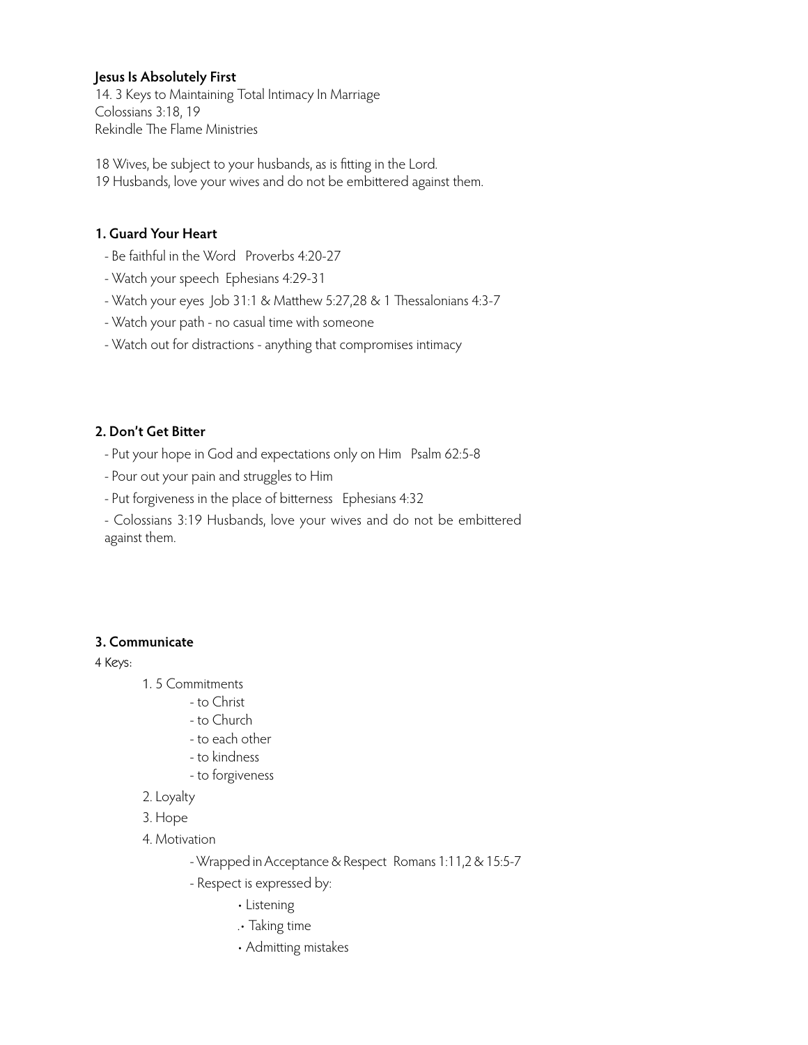**Jesus Is Absolutely First**

14. 3 Keys to Maintaining Total Intimacy In Marriage
Colossians 3:18, 19
Rekindle The Flame Ministries

18 Wives, be subject to your husbands, as is fitting in the Lord.
19 Husbands, love your wives and do not be embittered against them.

## 1. Guard Your Heart

- Be faithful in the Word   Proverbs 4:20-27
- Watch your speech  Ephesians 4:29-31
- Watch your eyes  Job 31:1 & Matthew 5:27,28 & 1 Thessalonians 4:3-7
- Watch your path - no casual time with someone
- Watch out for distractions - anything that compromises intimacy

## 2. Don't Get Bitter

- Put your hope in God and expectations only on Him   Psalm 62:5-8
- Pour out your pain and struggles to Him
- Put forgiveness in the place of bitterness   Ephesians 4:32
- Colossians 3:19 Husbands, love your wives and do not be embittered against them.

## 3. Communicate

4 Keys:

1. 5 Commitments
   - to Christ
   - to Church
   - to each other
   - to kindness
   - to forgiveness
2. Loyalty
3. Hope
4. Motivation
   - Wrapped in Acceptance & Respect  Romans 1:11,2 & 15:5-7
   - Respect is expressed by:
     - Listening
     - Taking time
     - Admitting mistakes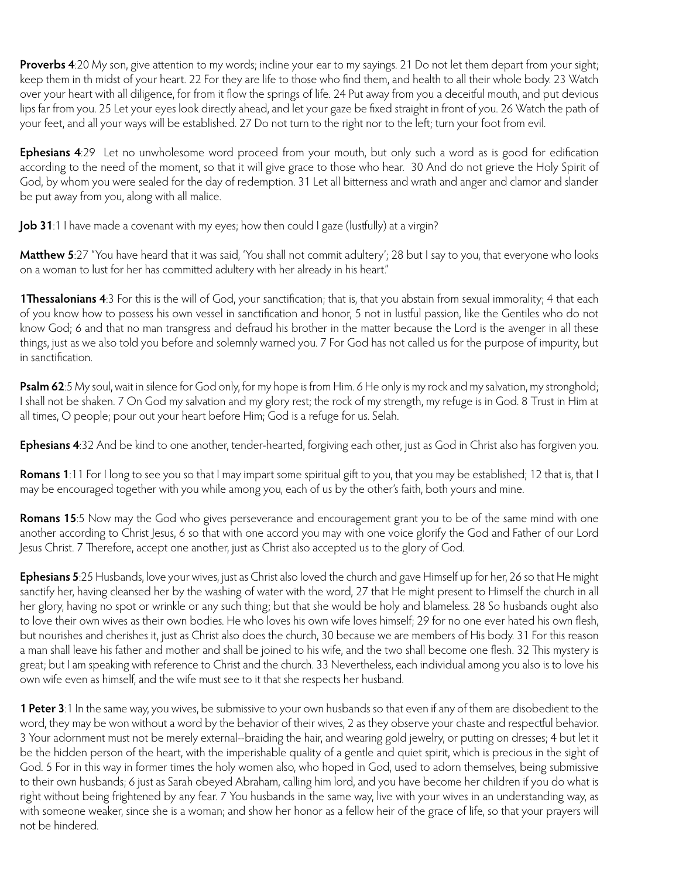**Proverbs 4**:20 My son, give attention to my words; incline your ear to my sayings. 21 Do not let them depart from your sight; keep them in th midst of your heart. 22 For they are life to those who find them, and health to all their whole body. 23 Watch over your heart with all diligence, for from it flow the springs of life. 24 Put away from you a deceitful mouth, and put devious lips far from you. 25 Let your eyes look directly ahead, and let your gaze be fixed straight in front of you. 26 Watch the path of your feet, and all your ways will be established. 27 Do not turn to the right nor to the left; turn your foot from evil.

**Ephesians 4**:29 Let no unwholesome word proceed from your mouth, but only such a word as is good for edification according to the need of the moment, so that it will give grace to those who hear. 30 And do not grieve the Holy Spirit of God, by whom you were sealed for the day of redemption. 31 Let all bitterness and wrath and anger and clamor and slander be put away from you, along with all malice.

**Job 31**:1 I have made a covenant with my eyes; how then could I gaze (lustfully) at a virgin?

**Matthew 5**:27 "You have heard that it was said, 'You shall not commit adultery'; 28 but I say to you, that everyone who looks on a woman to lust for her has committed adultery with her already in his heart."

**1Thessalonians 4**:3 For this is the will of God, your sanctification; that is, that you abstain from sexual immorality; 4 that each of you know how to possess his own vessel in sanctification and honor, 5 not in lustful passion, like the Gentiles who do not know God; 6 and that no man transgress and defraud his brother in the matter because the Lord is the avenger in all these things, just as we also told you before and solemnly warned you. 7 For God has not called us for the purpose of impurity, but in sanctification.

**Psalm 62**:5 My soul, wait in silence for God only, for my hope is from Him. 6 He only is my rock and my salvation, my stronghold; I shall not be shaken. 7 On God my salvation and my glory rest; the rock of my strength, my refuge is in God. 8 Trust in Him at all times, O people; pour out your heart before Him; God is a refuge for us. Selah.

**Ephesians 4**:32 And be kind to one another, tender-hearted, forgiving each other, just as God in Christ also has forgiven you.

**Romans 1**:11 For I long to see you so that I may impart some spiritual gift to you, that you may be established; 12 that is, that I may be encouraged together with you while among you, each of us by the other's faith, both yours and mine.

**Romans 15**:5 Now may the God who gives perseverance and encouragement grant you to be of the same mind with one another according to Christ Jesus, 6 so that with one accord you may with one voice glorify the God and Father of our Lord Jesus Christ. 7 Therefore, accept one another, just as Christ also accepted us to the glory of God.

**Ephesians 5**:25 Husbands, love your wives, just as Christ also loved the church and gave Himself up for her, 26 so that He might sanctify her, having cleansed her by the washing of water with the word, 27 that He might present to Himself the church in all her glory, having no spot or wrinkle or any such thing; but that she would be holy and blameless. 28 So husbands ought also to love their own wives as their own bodies. He who loves his own wife loves himself; 29 for no one ever hated his own flesh, but nourishes and cherishes it, just as Christ also does the church, 30 because we are members of His body. 31 For this reason a man shall leave his father and mother and shall be joined to his wife, and the two shall become one flesh. 32 This mystery is great; but I am speaking with reference to Christ and the church. 33 Nevertheless, each individual among you also is to love his own wife even as himself, and the wife must see to it that she respects her husband.

**1 Peter 3**:1 In the same way, you wives, be submissive to your own husbands so that even if any of them are disobedient to the word, they may be won without a word by the behavior of their wives, 2 as they observe your chaste and respectful behavior. 3 Your adornment must not be merely external--braiding the hair, and wearing gold jewelry, or putting on dresses; 4 but let it be the hidden person of the heart, with the imperishable quality of a gentle and quiet spirit, which is precious in the sight of God. 5 For in this way in former times the holy women also, who hoped in God, used to adorn themselves, being submissive to their own husbands; 6 just as Sarah obeyed Abraham, calling him lord, and you have become her children if you do what is right without being frightened by any fear. 7 You husbands in the same way, live with your wives in an understanding way, as with someone weaker, since she is a woman; and show her honor as a fellow heir of the grace of life, so that your prayers will not be hindered.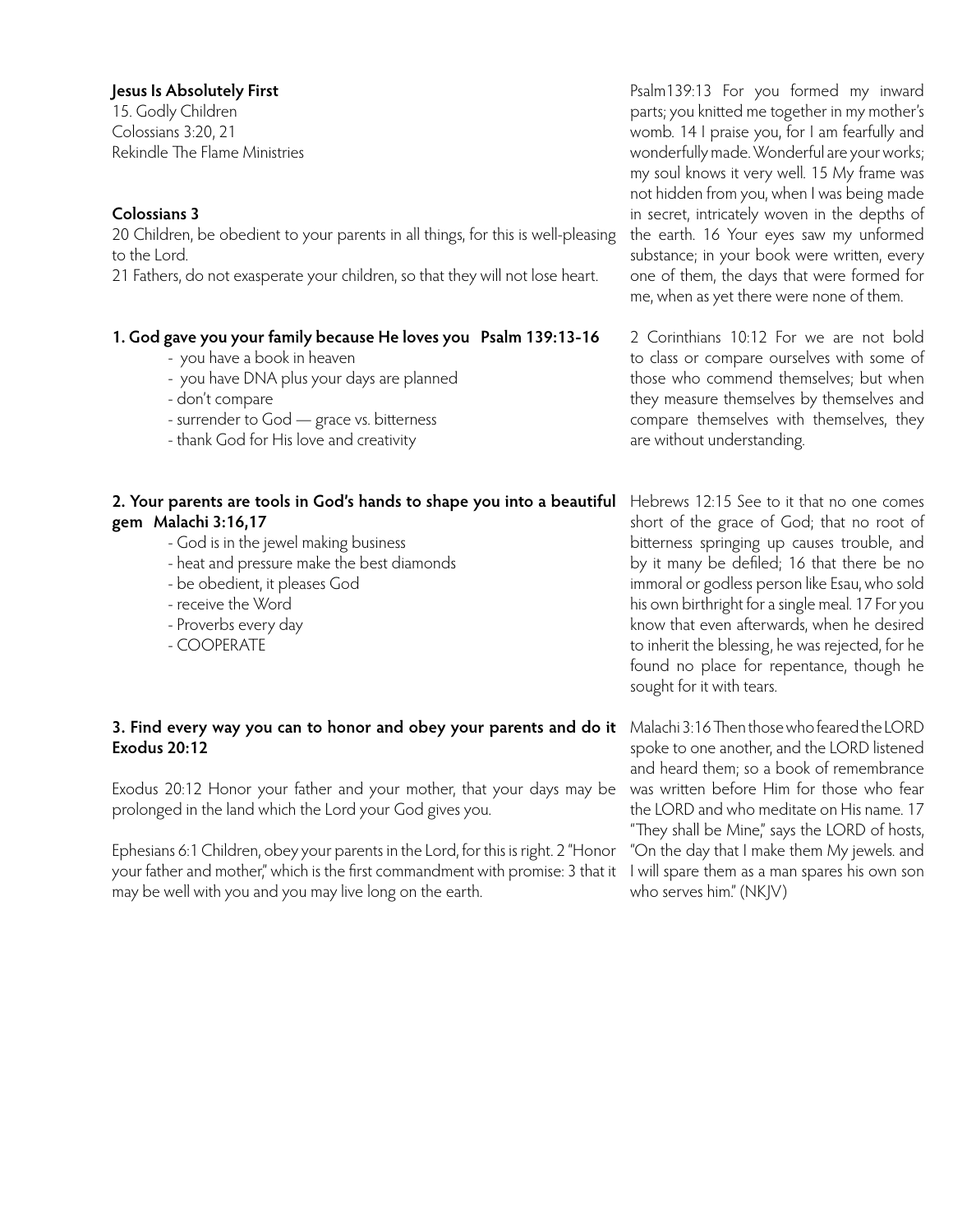**Jesus Is Absolutely First**
15. Godly Children
Colossians 3:20, 21
Rekindle The Flame Ministries

**Colossians 3**
20 Children, be obedient to your parents in all things, for this is well-pleasing to the Lord.
21 Fathers, do not exasperate your children, so that they will not lose heart.

**1. God gave you your family because He loves you Psalm 139:13-16**

- you have a book in heaven
- you have DNA plus your days are planned
- don't compare
- surrender to God — grace vs. bitterness
- thank God for His love and creativity

**2. Your parents are tools in God's hands to shape you into a beautiful gem Malachi 3:16,17**

- God is in the jewel making business
- heat and pressure make the best diamonds
- be obedient, it pleases God
- receive the Word
- Proverbs every day
- COOPERATE

**3. Find every way you can to honor and obey your parents and do it Exodus 20:12**

Exodus 20:12 Honor your father and your mother, that your days may be prolonged in the land which the Lord your God gives you.

Ephesians 6:1 Children, obey your parents in the Lord, for this is right. 2 "Honor your father and mother," which is the first commandment with promise: 3 that it may be well with you and you may live long on the earth.

Psalm139:13 For you formed my inward parts; you knitted me together in my mother's womb. 14 I praise you, for I am fearfully and wonderfully made. Wonderful are your works; my soul knows it very well. 15 My frame was not hidden from you, when I was being made in secret, intricately woven in the depths of the earth. 16 Your eyes saw my unformed substance; in your book were written, every one of them, the days that were formed for me, when as yet there were none of them.

2 Corinthians 10:12 For we are not bold to class or compare ourselves with some of those who commend themselves; but when they measure themselves by themselves and compare themselves with themselves, they are without understanding.

Hebrews 12:15 See to it that no one comes short of the grace of God; that no root of bitterness springing up causes trouble, and by it many be defiled; 16 that there be no immoral or godless person like Esau, who sold his own birthright for a single meal. 17 For you know that even afterwards, when he desired to inherit the blessing, he was rejected, for he found no place for repentance, though he sought for it with tears.

Malachi 3:16 Then those who feared the LORD spoke to one another, and the LORD listened and heard them; so a book of remembrance was written before Him for those who fear the LORD and who meditate on His name. 17 "They shall be Mine," says the LORD of hosts, "On the day that I make them My jewels. and I will spare them as a man spares his own son who serves him." (NKJV)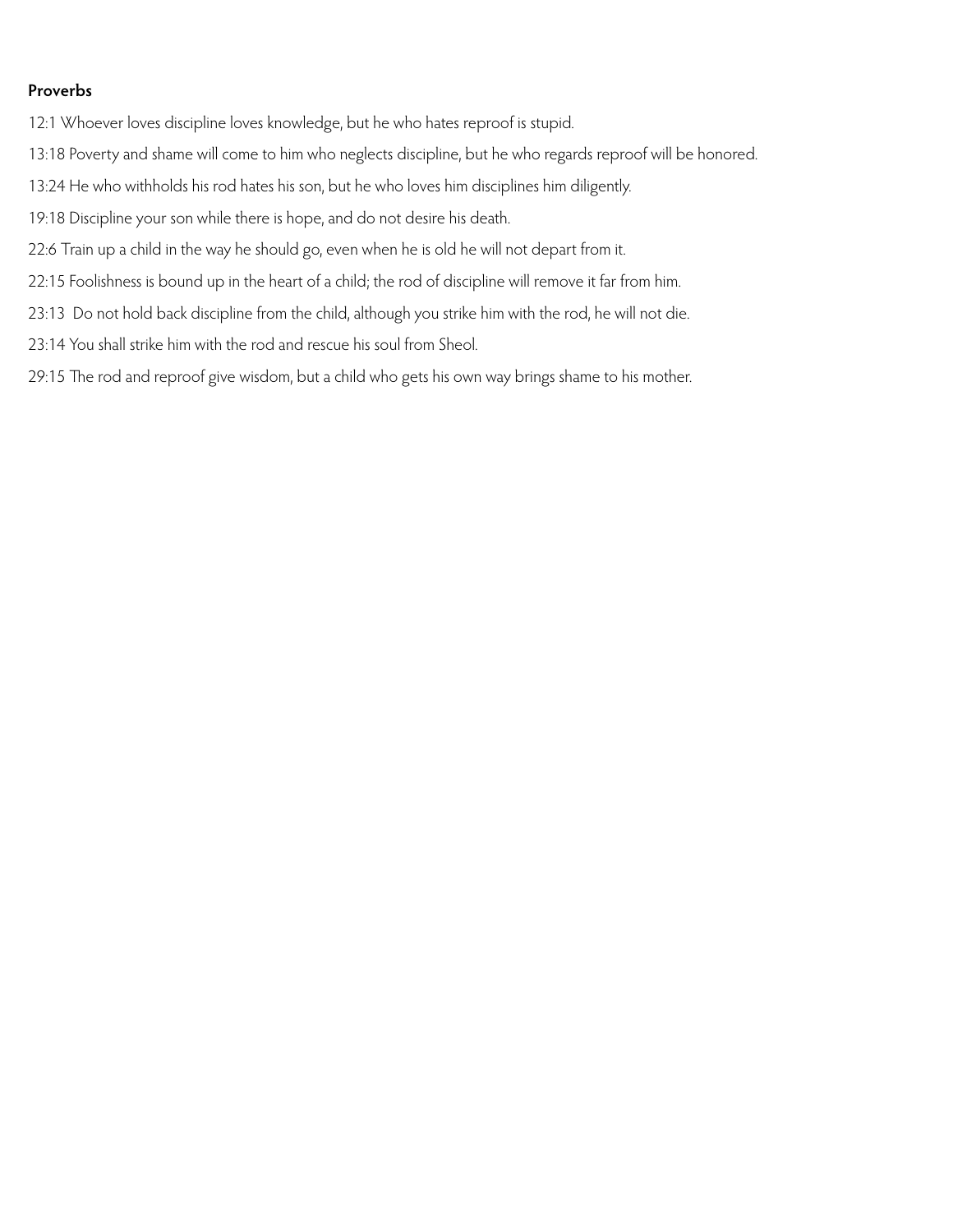**Proverbs**

12:1 Whoever loves discipline loves knowledge, but he who hates reproof is stupid.

13:18 Poverty and shame will come to him who neglects discipline, but he who regards reproof will be honored.

13:24 He who withholds his rod hates his son, but he who loves him disciplines him diligently.

19:18 Discipline your son while there is hope, and do not desire his death.

22:6 Train up a child in the way he should go, even when he is old he will not depart from it.

22:15 Foolishness is bound up in the heart of a child; the rod of discipline will remove it far from him.

23:13 Do not hold back discipline from the child, although you strike him with the rod, he will not die.

23:14 You shall strike him with the rod and rescue his soul from Sheol.

29:15 The rod and reproof give wisdom, but a child who gets his own way brings shame to his mother.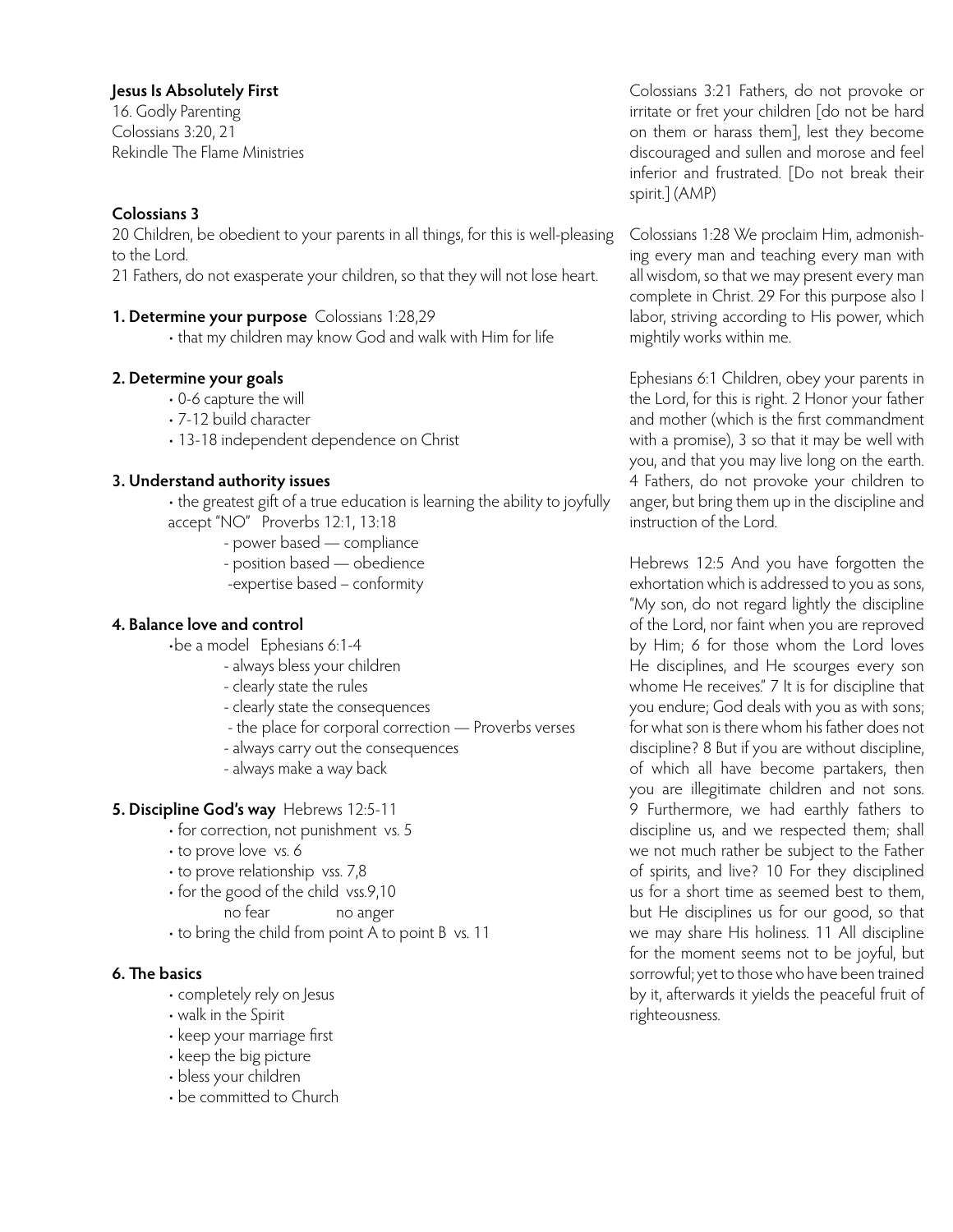**Jesus Is Absolutely First**
16. Godly Parenting
Colossians 3:20, 21
Rekindle The Flame Ministries

**Colossians 3**
20 Children, be obedient to your parents in all things, for this is well-pleasing to the Lord.
21 Fathers, do not exasperate your children, so that they will not lose heart.

**1. Determine your purpose** Colossians 1:28,29

- that my children may know God and walk with Him for life

**2. Determine your goals**

- 0-6 capture the will
- 7-12 build character
- 13-18 independent dependence on Christ

**3. Understand authority issues**

- the greatest gift of a true education is learning the ability to joyfully accept "NO" Proverbs 12:1, 13:18
  - power based — compliance
  - position based — obedience
  - expertise based – conformity

**4. Balance love and control**

- be a model Ephesians 6:1-4
  - always bless your children
  - clearly state the rules
  - clearly state the consequences
  - the place for corporal correction — Proverbs verses
  - always carry out the consequences
  - always make a way back

**5. Discipline God's way** Hebrews 12:5-11

- for correction, not punishment vs. 5
- to prove love vs. 6
- to prove relationship vss. 7,8
- for the good of the child vss.9,10
  no fear no anger
- to bring the child from point A to point B vs. 11

**6. The basics**

- completely rely on Jesus
- walk in the Spirit
- keep your marriage first
- keep the big picture
- bless your children
- be committed to Church

Colossians 3:21 Fathers, do not provoke or irritate or fret your children [do not be hard on them or harass them], lest they become discouraged and sullen and morose and feel inferior and frustrated. [Do not break their spirit.] (AMP)

Colossians 1:28 We proclaim Him, admonishing every man and teaching every man with all wisdom, so that we may present every man complete in Christ. 29 For this purpose also I labor, striving according to His power, which mightily works within me.

Ephesians 6:1 Children, obey your parents in the Lord, for this is right. 2 Honor your father and mother (which is the first commandment with a promise), 3 so that it may be well with you, and that you may live long on the earth. 4 Fathers, do not provoke your children to anger, but bring them up in the discipline and instruction of the Lord.

Hebrews 12:5 And you have forgotten the exhortation which is addressed to you as sons, "My son, do not regard lightly the discipline of the Lord, nor faint when you are reproved by Him; 6 for those whom the Lord loves He disciplines, and He scourges every son whome He receives." 7 It is for discipline that you endure; God deals with you as with sons; for what son is there whom his father does not discipline? 8 But if you are without discipline, of which all have become partakers, then you are illegitimate children and not sons. 9 Furthermore, we had earthly fathers to discipline us, and we respected them; shall we not much rather be subject to the Father of spirits, and live? 10 For they disciplined us for a short time as seemed best to them, but He disciplines us for our good, so that we may share His holiness. 11 All discipline for the moment seems not to be joyful, but sorrowful; yet to those who have been trained by it, afterwards it yields the peaceful fruit of righteousness.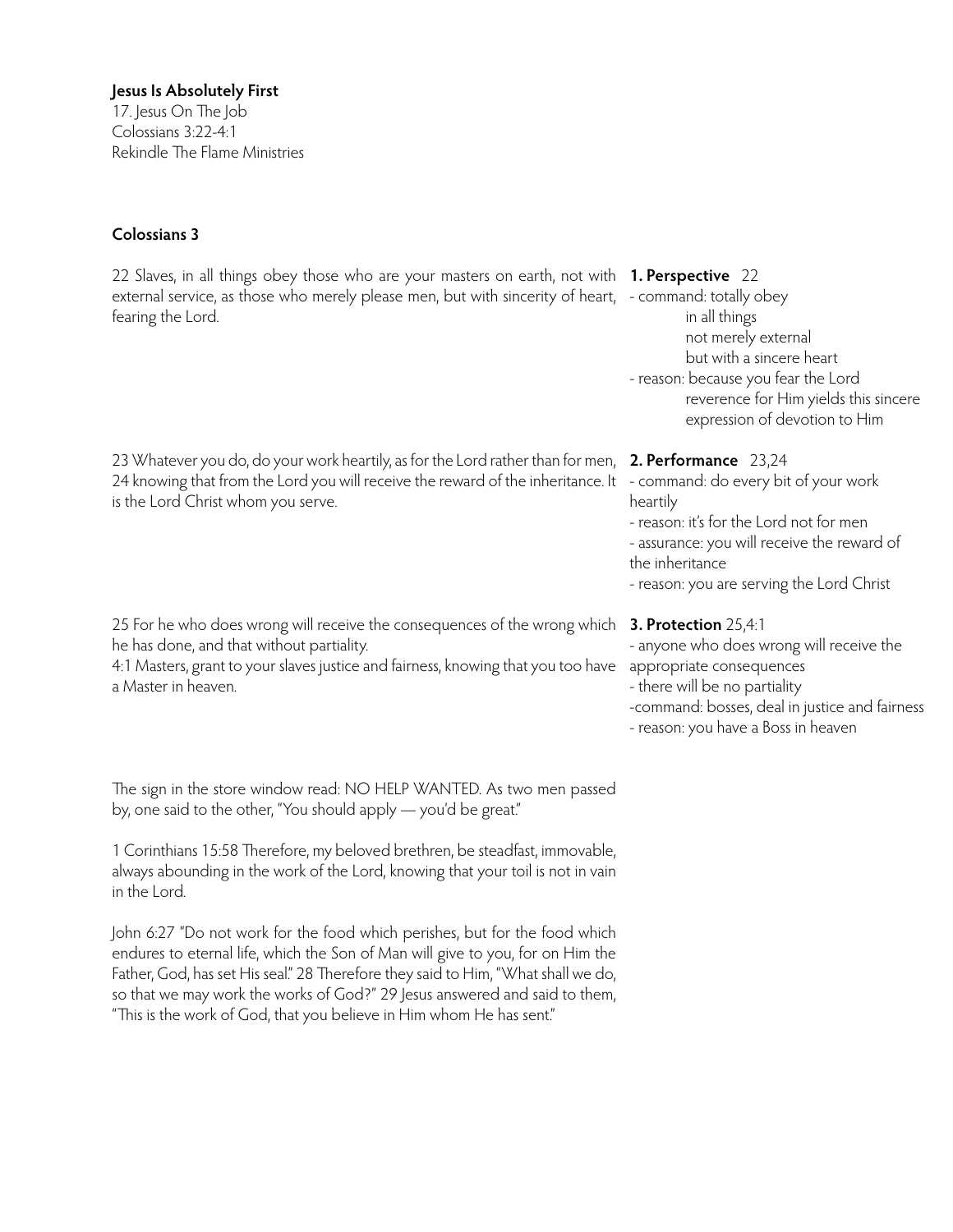**Jesus Is Absolutely First**

17. Jesus On The Job
Colossians 3:22-4:1
Rekindle The Flame Ministries

**Colossians 3**

22 Slaves, in all things obey those who are your masters on earth, not with external service, as those who merely please men, but with sincerity of heart, fearing the Lord.

**1. Perspective** 22
- command: totally obey
  in all things
  not merely external
  but with a sincere heart
- reason: because you fear the Lord
  reverence for Him yields this sincere expression of devotion to Him

23 Whatever you do, do your work heartily, as for the Lord rather than for men, 24 knowing that from the Lord you will receive the reward of the inheritance. It is the Lord Christ whom you serve.

**2. Performance** 23,24
- command: do every bit of your work heartily
- reason: it's for the Lord not for men
- assurance: you will receive the reward of the inheritance
- reason: you are serving the Lord Christ

25 For he who does wrong will receive the consequences of the wrong which he has done, and that without partiality.
4:1 Masters, grant to your slaves justice and fairness, knowing that you too have a Master in heaven.

**3. Protection** 25,4:1
- anyone who does wrong will receive the appropriate consequences
- there will be no partiality
- command: bosses, deal in justice and fairness
- reason: you have a Boss in heaven

The sign in the store window read: NO HELP WANTED. As two men passed by, one said to the other, "You should apply — you'd be great."

1 Corinthians 15:58 Therefore, my beloved brethren, be steadfast, immovable, always abounding in the work of the Lord, knowing that your toil is not in vain in the Lord.

John 6:27 "Do not work for the food which perishes, but for the food which endures to eternal life, which the Son of Man will give to you, for on Him the Father, God, has set His seal." 28 Therefore they said to Him, "What shall we do, so that we may work the works of God?" 29 Jesus answered and said to them, "This is the work of God, that you believe in Him whom He has sent."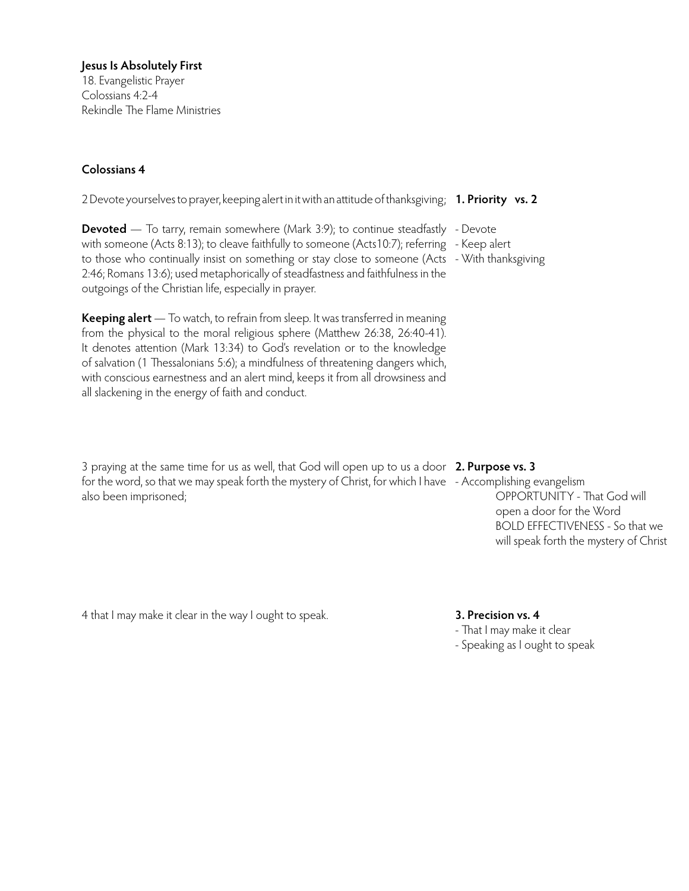**Jesus Is Absolutely First**
18. Evangelistic Prayer
Colossians 4:2-4
Rekindle The Flame Ministries

**Colossians 4**

2 Devote yourselves to prayer, keeping alert in it with an attitude of thanksgiving;

**1. Priority vs. 2**
- Devote
- Keep alert
- With thanksgiving

**Devoted** — To tarry, remain somewhere (Mark 3:9); to continue steadfastly with someone (Acts 8:13); to cleave faithfully to someone (Acts10:7); referring to those who continually insist on something or stay close to someone (Acts 2:46; Romans 13:6); used metaphorically of steadfastness and faithfulness in the outgoings of the Christian life, especially in prayer.

**Keeping alert** — To watch, to refrain from sleep. It was transferred in meaning from the physical to the moral religious sphere (Matthew 26:38, 26:40-41). It denotes attention (Mark 13:34) to God's revelation or to the knowledge of salvation (1 Thessalonians 5:6); a mindfulness of threatening dangers which, with conscious earnestness and an alert mind, keeps it from all drowsiness and all slackening in the energy of faith and conduct.

3 praying at the same time for us as well, that God will open up to us a door for the word, so that we may speak forth the mystery of Christ, for which I have also been imprisoned;

**2. Purpose vs. 3**
- Accomplishing evangelism
  - OPPORTUNITY - That God will open a door for the Word
  - BOLD EFFECTIVENESS - So that we will speak forth the mystery of Christ

4 that I may make it clear in the way I ought to speak.

**3. Precision vs. 4**
- That I may make it clear
- Speaking as I ought to speak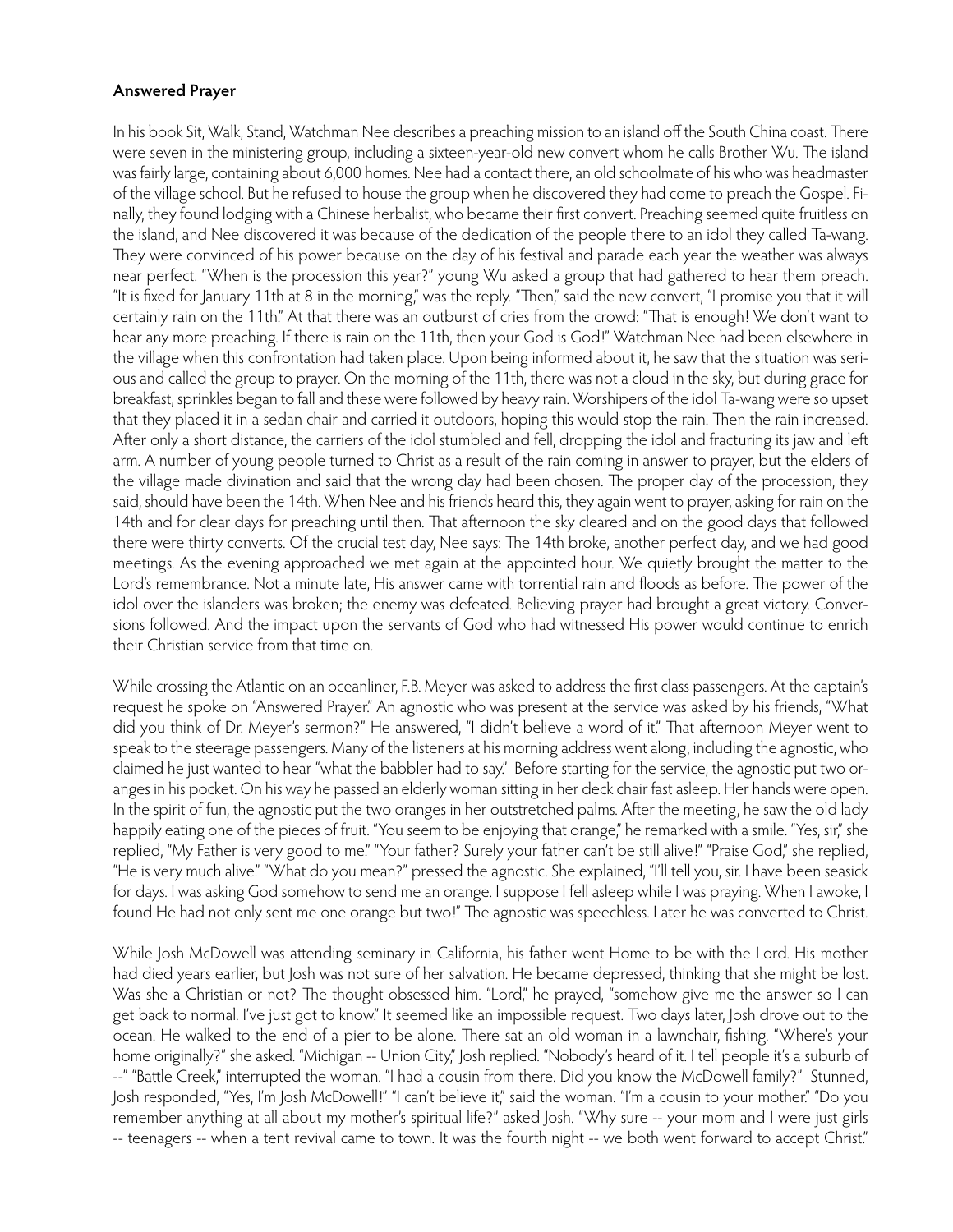**Answered Prayer**

In his book Sit, Walk, Stand, Watchman Nee describes a preaching mission to an island off the South China coast. There were seven in the ministering group, including a sixteen-year-old new convert whom he calls Brother Wu. The island was fairly large, containing about 6,000 homes. Nee had a contact there, an old schoolmate of his who was headmaster of the village school. But he refused to house the group when he discovered they had come to preach the Gospel. Finally, they found lodging with a Chinese herbalist, who became their first convert. Preaching seemed quite fruitless on the island, and Nee discovered it was because of the dedication of the people there to an idol they called Ta-wang. They were convinced of his power because on the day of his festival and parade each year the weather was always near perfect. "When is the procession this year?" young Wu asked a group that had gathered to hear them preach. "It is fixed for January 11th at 8 in the morning," was the reply. "Then," said the new convert, "I promise you that it will certainly rain on the 11th." At that there was an outburst of cries from the crowd: "That is enough! We don't want to hear any more preaching. If there is rain on the 11th, then your God is God!" Watchman Nee had been elsewhere in the village when this confrontation had taken place. Upon being informed about it, he saw that the situation was serious and called the group to prayer. On the morning of the 11th, there was not a cloud in the sky, but during grace for breakfast, sprinkles began to fall and these were followed by heavy rain. Worshipers of the idol Ta-wang were so upset that they placed it in a sedan chair and carried it outdoors, hoping this would stop the rain. Then the rain increased. After only a short distance, the carriers of the idol stumbled and fell, dropping the idol and fracturing its jaw and left arm. A number of young people turned to Christ as a result of the rain coming in answer to prayer, but the elders of the village made divination and said that the wrong day had been chosen. The proper day of the procession, they said, should have been the 14th. When Nee and his friends heard this, they again went to prayer, asking for rain on the 14th and for clear days for preaching until then. That afternoon the sky cleared and on the good days that followed there were thirty converts. Of the crucial test day, Nee says: The 14th broke, another perfect day, and we had good meetings. As the evening approached we met again at the appointed hour. We quietly brought the matter to the Lord's remembrance. Not a minute late, His answer came with torrential rain and floods as before. The power of the idol over the islanders was broken; the enemy was defeated. Believing prayer had brought a great victory. Conversions followed. And the impact upon the servants of God who had witnessed His power would continue to enrich their Christian service from that time on.

While crossing the Atlantic on an oceanliner, F.B. Meyer was asked to address the first class passengers. At the captain's request he spoke on "Answered Prayer." An agnostic who was present at the service was asked by his friends, "What did you think of Dr. Meyer's sermon?" He answered, "I didn't believe a word of it." That afternoon Meyer went to speak to the steerage passengers. Many of the listeners at his morning address went along, including the agnostic, who claimed he just wanted to hear "what the babbler had to say." Before starting for the service, the agnostic put two oranges in his pocket. On his way he passed an elderly woman sitting in her deck chair fast asleep. Her hands were open. In the spirit of fun, the agnostic put the two oranges in her outstretched palms. After the meeting, he saw the old lady happily eating one of the pieces of fruit. "You seem to be enjoying that orange," he remarked with a smile. "Yes, sir," she replied, "My Father is very good to me." "Your father? Surely your father can't be still alive!" "Praise God," she replied, "He is very much alive." "What do you mean?" pressed the agnostic. She explained, "I'll tell you, sir. I have been seasick for days. I was asking God somehow to send me an orange. I suppose I fell asleep while I was praying. When I awoke, I found He had not only sent me one orange but two!" The agnostic was speechless. Later he was converted to Christ.

While Josh McDowell was attending seminary in California, his father went Home to be with the Lord. His mother had died years earlier, but Josh was not sure of her salvation. He became depressed, thinking that she might be lost. Was she a Christian or not? The thought obsessed him. "Lord," he prayed, "somehow give me the answer so I can get back to normal. I've just got to know." It seemed like an impossible request. Two days later, Josh drove out to the ocean. He walked to the end of a pier to be alone. There sat an old woman in a lawnchair, fishing. "Where's your home originally?" she asked. "Michigan -- Union City," Josh replied. "Nobody's heard of it. I tell people it's a suburb of --" "Battle Creek," interrupted the woman. "I had a cousin from there. Did you know the McDowell family?" Stunned, Josh responded, "Yes, I'm Josh McDowell!" "I can't believe it," said the woman. "I'm a cousin to your mother." "Do you remember anything at all about my mother's spiritual life?" asked Josh. "Why sure -- your mom and I were just girls -- teenagers -- when a tent revival came to town. It was the fourth night -- we both went forward to accept Christ."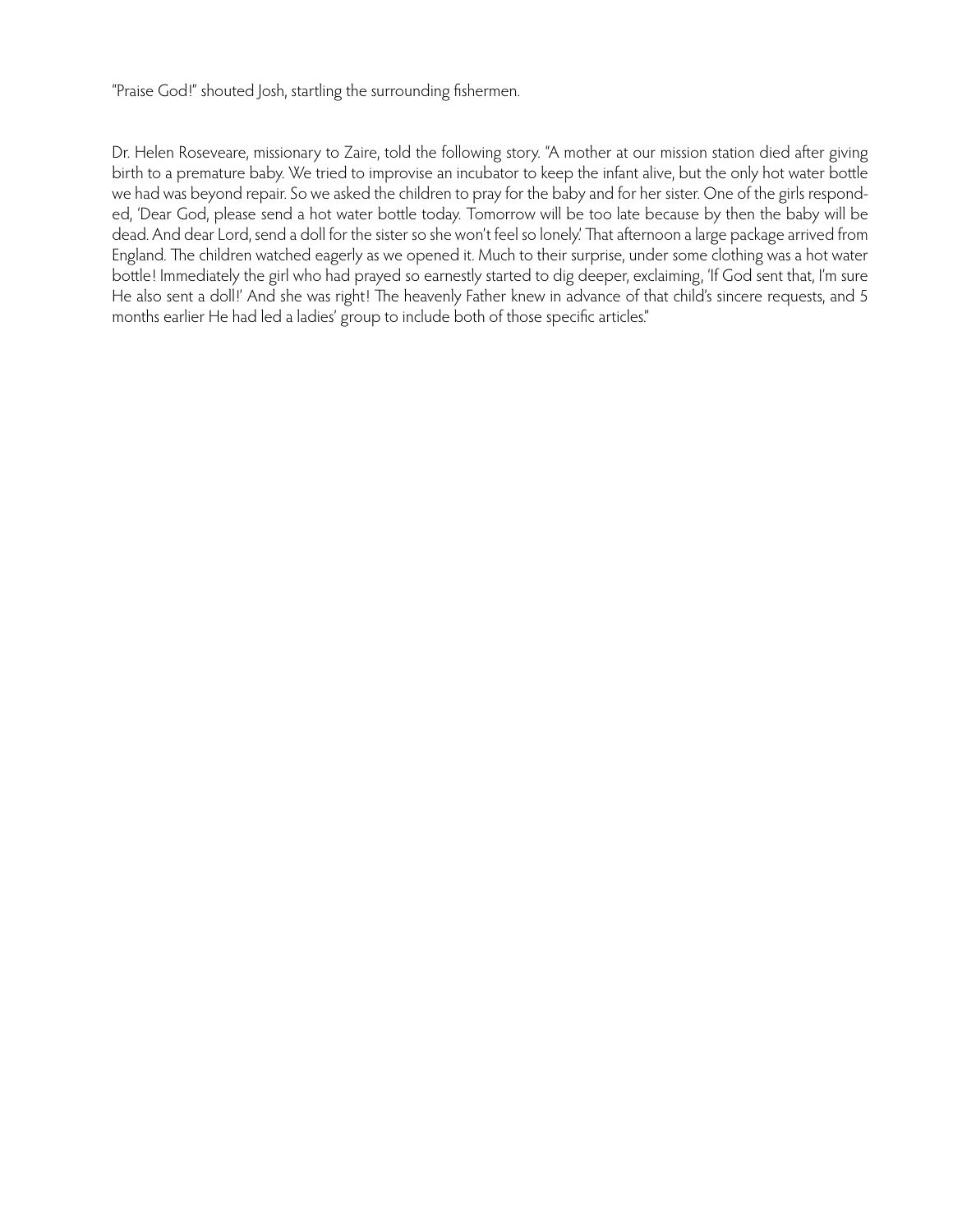"Praise God!" shouted Josh, startling the surrounding fishermen.

Dr. Helen Roseveare, missionary to Zaire, told the following story. "A mother at our mission station died after giving birth to a premature baby. We tried to improvise an incubator to keep the infant alive, but the only hot water bottle we had was beyond repair. So we asked the children to pray for the baby and for her sister. One of the girls responded, 'Dear God, please send a hot water bottle today. Tomorrow will be too late because by then the baby will be dead. And dear Lord, send a doll for the sister so she won't feel so lonely.' That afternoon a large package arrived from England. The children watched eagerly as we opened it. Much to their surprise, under some clothing was a hot water bottle! Immediately the girl who had prayed so earnestly started to dig deeper, exclaiming, 'If God sent that, I'm sure He also sent a doll!' And she was right! The heavenly Father knew in advance of that child's sincere requests, and 5 months earlier He had led a ladies' group to include both of those specific articles."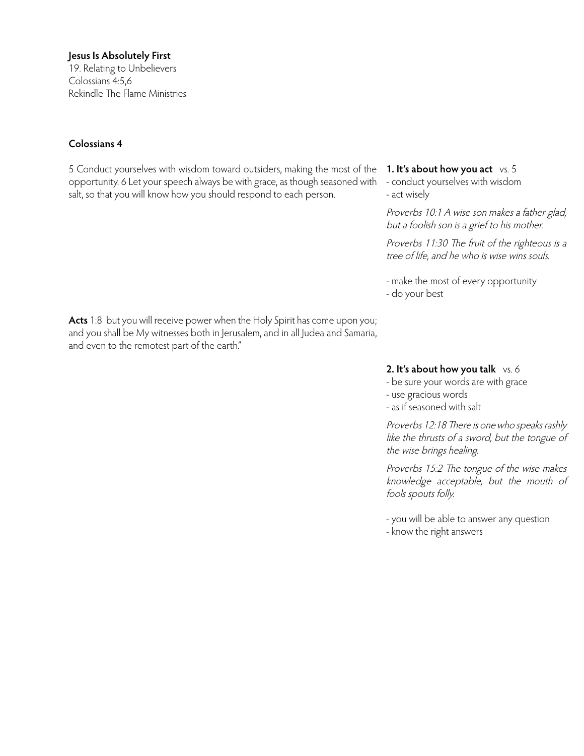**Jesus Is Absolutely First**
19. Relating to Unbelievers
Colossians 4:5,6
Rekindle The Flame Ministries

**Colossians 4**

5 Conduct yourselves with wisdom toward outsiders, making the most of the opportunity. 6 Let your speech always be with grace, as though seasoned with salt, so that you will know how you should respond to each person.

**1. It's about how you act** vs. 5
- conduct yourselves with wisdom
- act wisely

*Proverbs 10:1 A wise son makes a father glad, but a foolish son is a grief to his mother.*

*Proverbs 11:30 The fruit of the righteous is a tree of life, and he who is wise wins souls.*

- make the most of every opportunity
- do your best

**Acts** 1:8 but you will receive power when the Holy Spirit has come upon you; and you shall be My witnesses both in Jerusalem, and in all Judea and Samaria, and even to the remotest part of the earth."

**2. It's about how you talk** vs. 6
- be sure your words are with grace
- use gracious words
- as if seasoned with salt

*Proverbs 12:18 There is one who speaks rashly like the thrusts of a sword, but the tongue of the wise brings healing.*

*Proverbs 15:2 The tongue of the wise makes knowledge acceptable, but the mouth of fools spouts folly.*

- you will be able to answer any question
- know the right answers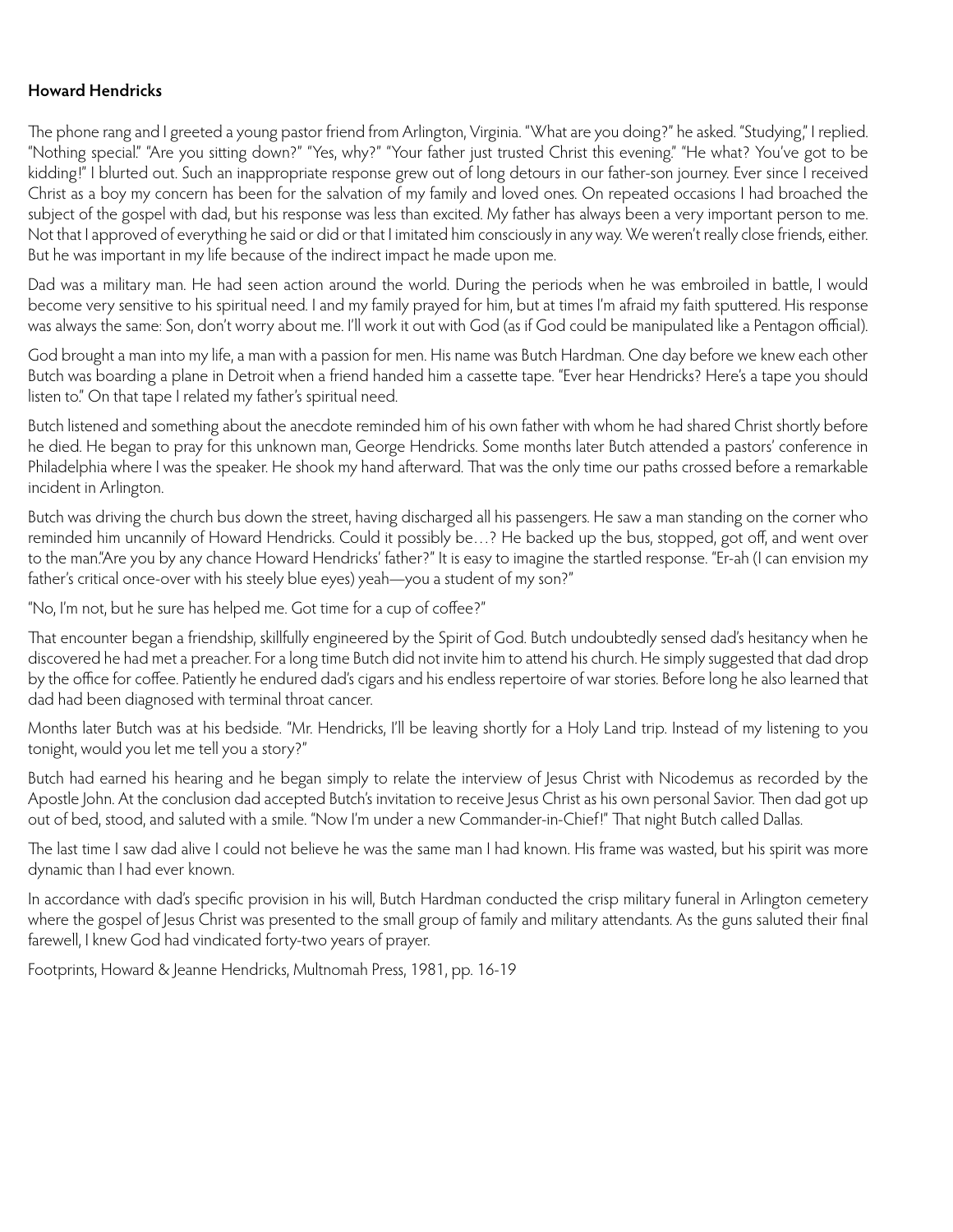**Howard Hendricks**

The phone rang and I greeted a young pastor friend from Arlington, Virginia. "What are you doing?" he asked. "Studying," I replied. "Nothing special." "Are you sitting down?" "Yes, why?" "Your father just trusted Christ this evening." "He what? You've got to be kidding!" I blurted out. Such an inappropriate response grew out of long detours in our father-son journey. Ever since I received Christ as a boy my concern has been for the salvation of my family and loved ones. On repeated occasions I had broached the subject of the gospel with dad, but his response was less than excited. My father has always been a very important person to me. Not that I approved of everything he said or did or that I imitated him consciously in any way. We weren't really close friends, either. But he was important in my life because of the indirect impact he made upon me.

Dad was a military man. He had seen action around the world. During the periods when he was embroiled in battle, I would become very sensitive to his spiritual need. I and my family prayed for him, but at times I'm afraid my faith sputtered. His response was always the same: Son, don't worry about me. I'll work it out with God (as if God could be manipulated like a Pentagon official).

God brought a man into my life, a man with a passion for men. His name was Butch Hardman. One day before we knew each other Butch was boarding a plane in Detroit when a friend handed him a cassette tape. "Ever hear Hendricks? Here's a tape you should listen to." On that tape I related my father's spiritual need.

Butch listened and something about the anecdote reminded him of his own father with whom he had shared Christ shortly before he died. He began to pray for this unknown man, George Hendricks. Some months later Butch attended a pastors' conference in Philadelphia where I was the speaker. He shook my hand afterward. That was the only time our paths crossed before a remarkable incident in Arlington.

Butch was driving the church bus down the street, having discharged all his passengers. He saw a man standing on the corner who reminded him uncannily of Howard Hendricks. Could it possibly be…? He backed up the bus, stopped, got off, and went over to the man."Are you by any chance Howard Hendricks' father?" It is easy to imagine the startled response. "Er-ah (I can envision my father's critical once-over with his steely blue eyes) yeah—you a student of my son?"

"No, I'm not, but he sure has helped me. Got time for a cup of coffee?"

That encounter began a friendship, skillfully engineered by the Spirit of God. Butch undoubtedly sensed dad's hesitancy when he discovered he had met a preacher. For a long time Butch did not invite him to attend his church. He simply suggested that dad drop by the office for coffee. Patiently he endured dad's cigars and his endless repertoire of war stories. Before long he also learned that dad had been diagnosed with terminal throat cancer.

Months later Butch was at his bedside. "Mr. Hendricks, I'll be leaving shortly for a Holy Land trip. Instead of my listening to you tonight, would you let me tell you a story?"

Butch had earned his hearing and he began simply to relate the interview of Jesus Christ with Nicodemus as recorded by the Apostle John. At the conclusion dad accepted Butch's invitation to receive Jesus Christ as his own personal Savior. Then dad got up out of bed, stood, and saluted with a smile. "Now I'm under a new Commander-in-Chief!" That night Butch called Dallas.

The last time I saw dad alive I could not believe he was the same man I had known. His frame was wasted, but his spirit was more dynamic than I had ever known.

In accordance with dad's specific provision in his will, Butch Hardman conducted the crisp military funeral in Arlington cemetery where the gospel of Jesus Christ was presented to the small group of family and military attendants. As the guns saluted their final farewell, I knew God had vindicated forty-two years of prayer.

Footprints, Howard & Jeanne Hendricks, Multnomah Press, 1981, pp. 16-19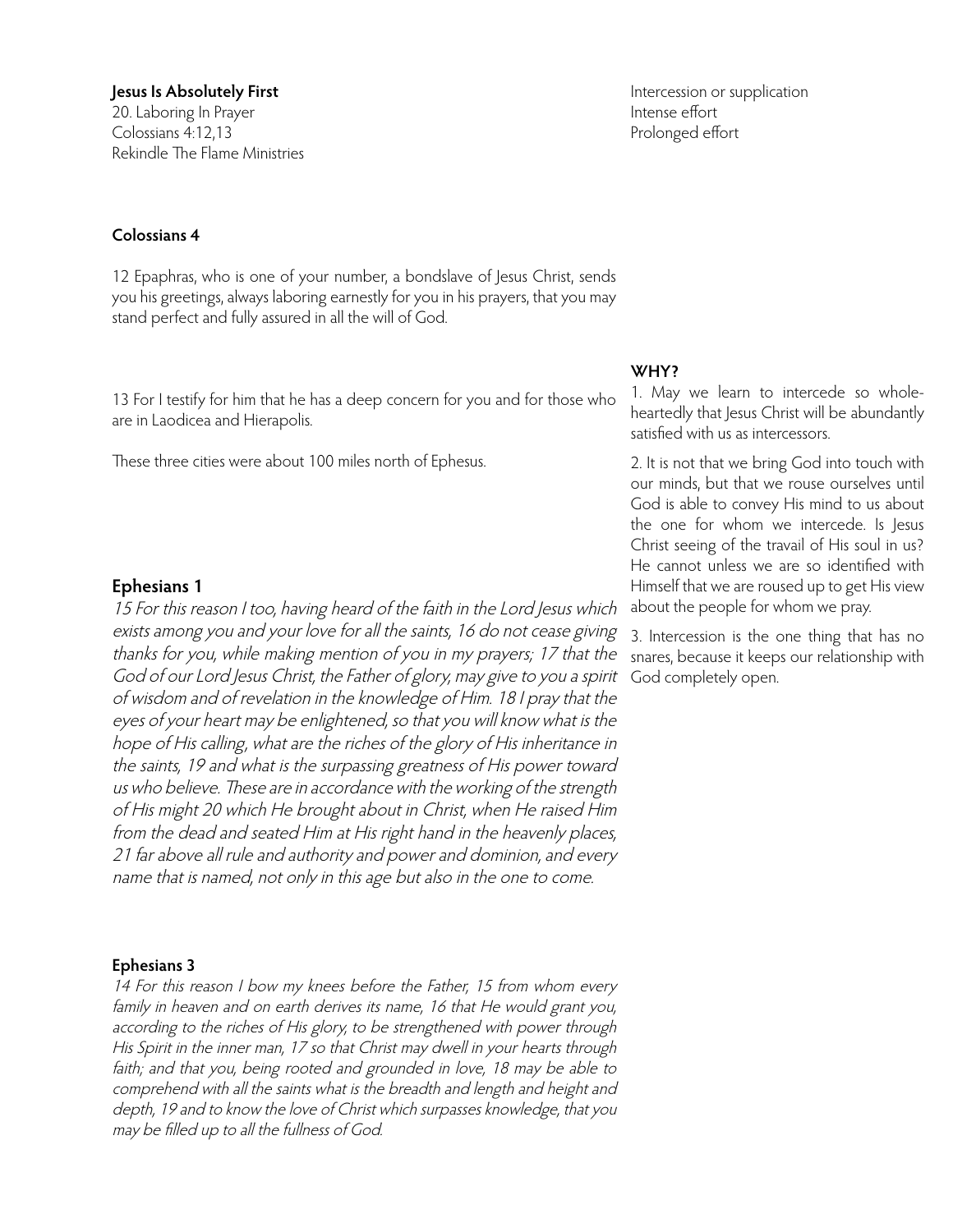**Jesus Is Absolutely First**
20. Laboring In Prayer
Colossians 4:12,13
Rekindle The Flame Ministries

Intercession or supplication
Intense effort
Prolonged effort

**Colossians 4**

12 Epaphras, who is one of your number, a bondslave of Jesus Christ, sends you his greetings, always laboring earnestly for you in his prayers, that you may stand perfect and fully assured in all the will of God.

13 For I testify for him that he has a deep concern for you and for those who are in Laodicea and Hierapolis.

These three cities were about 100 miles north of Ephesus.

**WHY?**

1. May we learn to intercede so whole-heartedly that Jesus Christ will be abundantly satisfied with us as intercessors.

2. It is not that we bring God into touch with our minds, but that we rouse ourselves until God is able to convey His mind to us about the one for whom we intercede. Is Jesus Christ seeing of the travail of His soul in us? He cannot unless we are so identified with Himself that we are roused up to get His view about the people for whom we pray.

3. Intercession is the one thing that has no snares, because it keeps our relationship with God completely open.

## Ephesians 1

*15 For this reason I too, having heard of the faith in the Lord Jesus which exists among you and your love for all the saints, 16 do not cease giving thanks for you, while making mention of you in my prayers; 17 that the God of our Lord Jesus Christ, the Father of glory, may give to you a spirit of wisdom and of revelation in the knowledge of Him. 18 I pray that the eyes of your heart may be enlightened, so that you will know what is the hope of His calling, what are the riches of the glory of His inheritance in the saints, 19 and what is the surpassing greatness of His power toward us who believe. These are in accordance with the working of the strength of His might 20 which He brought about in Christ, when He raised Him from the dead and seated Him at His right hand in the heavenly places, 21 far above all rule and authority and power and dominion, and every name that is named, not only in this age but also in the one to come.*

**Ephesians 3**

*14 For this reason I bow my knees before the Father, 15 from whom every family in heaven and on earth derives its name, 16 that He would grant you, according to the riches of His glory, to be strengthened with power through His Spirit in the inner man, 17 so that Christ may dwell in your hearts through faith; and that you, being rooted and grounded in love, 18 may be able to comprehend with all the saints what is the breadth and length and height and depth, 19 and to know the love of Christ which surpasses knowledge, that you may be filled up to all the fullness of God.*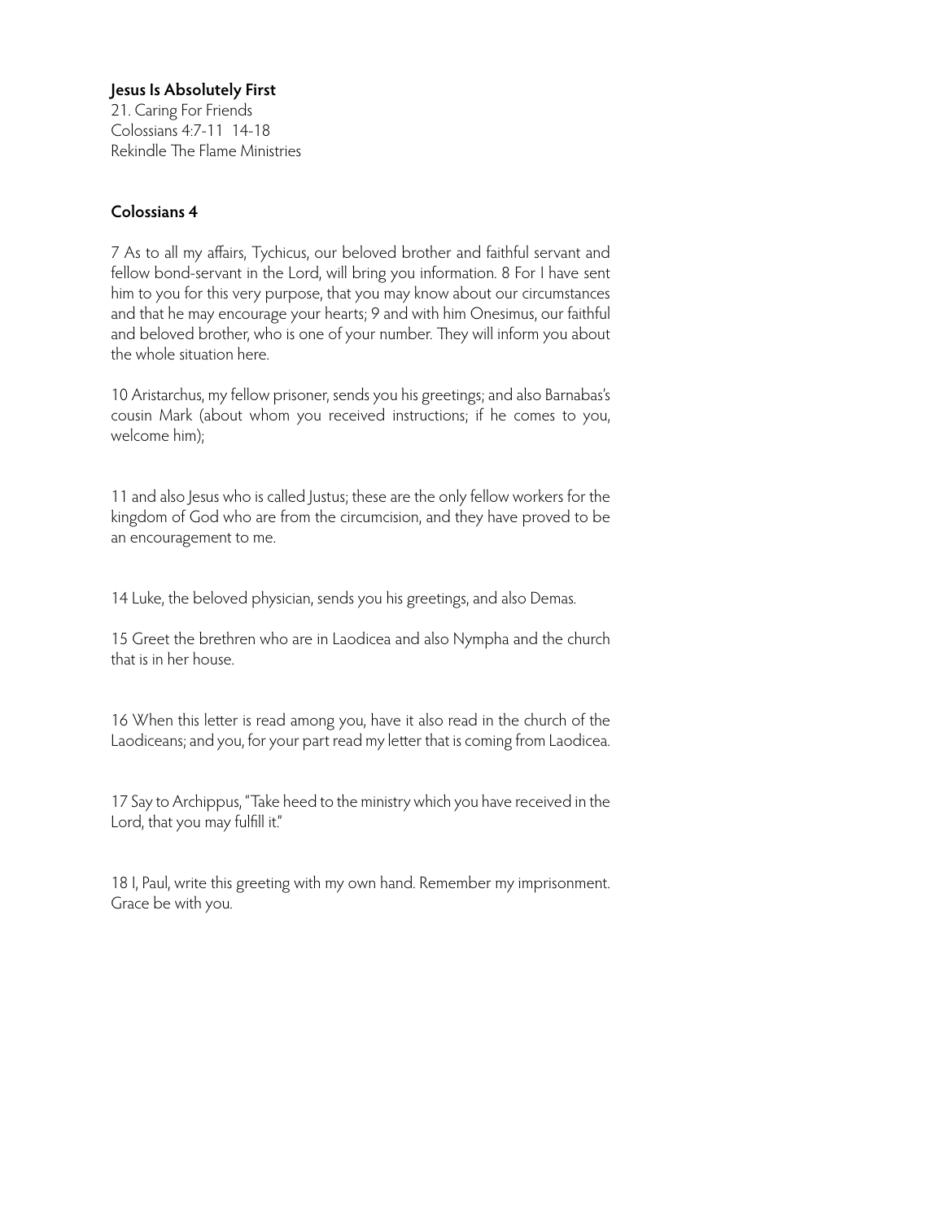**Jesus Is Absolutely First**
21. Caring For Friends
Colossians 4:7-11 14-18
Rekindle The Flame Ministries

**Colossians 4**

7 As to all my affairs, Tychicus, our beloved brother and faithful servant and fellow bond-servant in the Lord, will bring you information. 8 For I have sent him to you for this very purpose, that you may know about our circumstances and that he may encourage your hearts; 9 and with him Onesimus, our faithful and beloved brother, who is one of your number. They will inform you about the whole situation here.

10 Aristarchus, my fellow prisoner, sends you his greetings; and also Barnabas's cousin Mark (about whom you received instructions; if he comes to you, welcome him);

11 and also Jesus who is called Justus; these are the only fellow workers for the kingdom of God who are from the circumcision, and they have proved to be an encouragement to me.

14 Luke, the beloved physician, sends you his greetings, and also Demas.

15 Greet the brethren who are in Laodicea and also Nympha and the church that is in her house.

16 When this letter is read among you, have it also read in the church of the Laodiceans; and you, for your part read my letter that is coming from Laodicea.

17 Say to Archippus, "Take heed to the ministry which you have received in the Lord, that you may fulfill it."

18 I, Paul, write this greeting with my own hand. Remember my imprisonment. Grace be with you.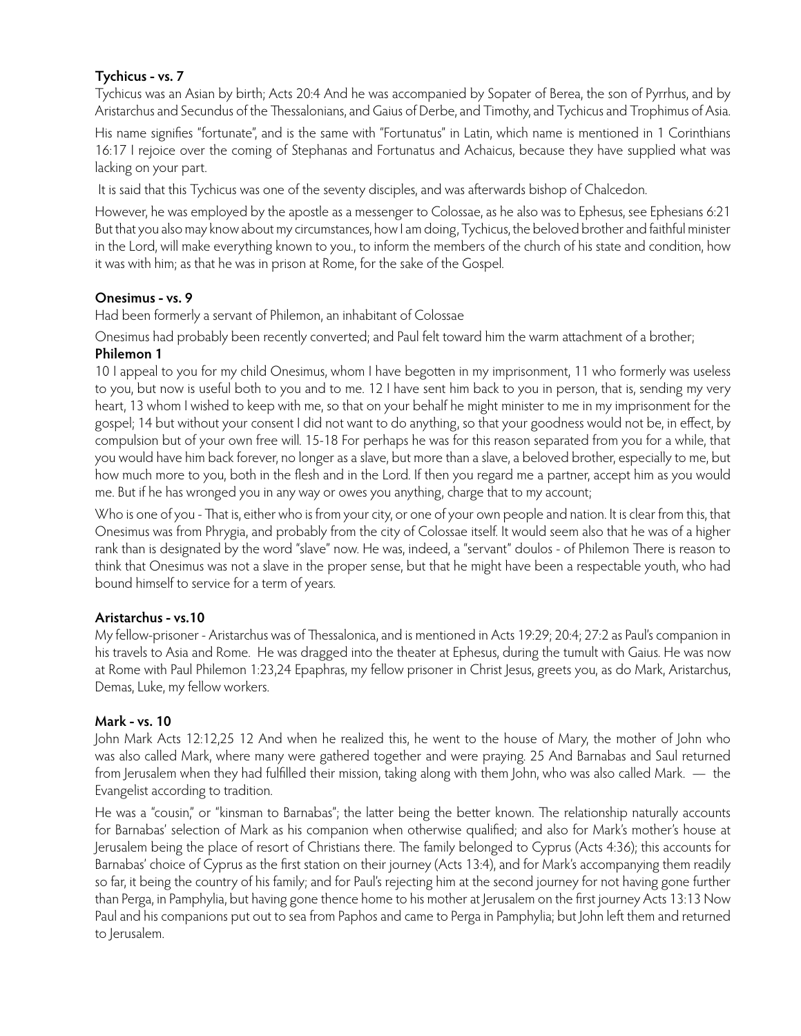**Tychicus - vs. 7**

Tychicus was an Asian by birth; Acts 20:4 And he was accompanied by Sopater of Berea, the son of Pyrrhus, and by Aristarchus and Secundus of the Thessalonians, and Gaius of Derbe, and Timothy, and Tychicus and Trophimus of Asia.

His name signifies "fortunate", and is the same with "Fortunatus" in Latin, which name is mentioned in 1 Corinthians 16:17 I rejoice over the coming of Stephanas and Fortunatus and Achaicus, because they have supplied what was lacking on your part.

It is said that this Tychicus was one of the seventy disciples, and was afterwards bishop of Chalcedon.

However, he was employed by the apostle as a messenger to Colossae, as he also was to Ephesus, see Ephesians 6:21 But that you also may know about my circumstances, how I am doing, Tychicus, the beloved brother and faithful minister in the Lord, will make everything known to you., to inform the members of the church of his state and condition, how it was with him; as that he was in prison at Rome, for the sake of the Gospel.

**Onesimus - vs. 9**

Had been formerly a servant of Philemon, an inhabitant of Colossae

Onesimus had probably been recently converted; and Paul felt toward him the warm attachment of a brother;

**Philemon 1**

10 I appeal to you for my child Onesimus, whom I have begotten in my imprisonment, 11 who formerly was useless to you, but now is useful both to you and to me. 12 I have sent him back to you in person, that is, sending my very heart, 13 whom I wished to keep with me, so that on your behalf he might minister to me in my imprisonment for the gospel; 14 but without your consent I did not want to do anything, so that your goodness would not be, in effect, by compulsion but of your own free will. 15-18 For perhaps he was for this reason separated from you for a while, that you would have him back forever, no longer as a slave, but more than a slave, a beloved brother, especially to me, but how much more to you, both in the flesh and in the Lord. If then you regard me a partner, accept him as you would me. But if he has wronged you in any way or owes you anything, charge that to my account;

Who is one of you - That is, either who is from your city, or one of your own people and nation. It is clear from this, that Onesimus was from Phrygia, and probably from the city of Colossae itself. It would seem also that he was of a higher rank than is designated by the word "slave" now. He was, indeed, a "servant" doulos - of Philemon There is reason to think that Onesimus was not a slave in the proper sense, but that he might have been a respectable youth, who had bound himself to service for a term of years.

**Aristarchus - vs.10**

My fellow-prisoner - Aristarchus was of Thessalonica, and is mentioned in Acts 19:29; 20:4; 27:2 as Paul's companion in his travels to Asia and Rome. He was dragged into the theater at Ephesus, during the tumult with Gaius. He was now at Rome with Paul Philemon 1:23,24 Epaphras, my fellow prisoner in Christ Jesus, greets you, as do Mark, Aristarchus, Demas, Luke, my fellow workers.

**Mark - vs. 10**

John Mark Acts 12:12,25 12 And when he realized this, he went to the house of Mary, the mother of John who was also called Mark, where many were gathered together and were praying. 25 And Barnabas and Saul returned from Jerusalem when they had fulfilled their mission, taking along with them John, who was also called Mark. — the Evangelist according to tradition.

He was a "cousin," or "kinsman to Barnabas"; the latter being the better known. The relationship naturally accounts for Barnabas' selection of Mark as his companion when otherwise qualified; and also for Mark's mother's house at Jerusalem being the place of resort of Christians there. The family belonged to Cyprus (Acts 4:36); this accounts for Barnabas' choice of Cyprus as the first station on their journey (Acts 13:4), and for Mark's accompanying them readily so far, it being the country of his family; and for Paul's rejecting him at the second journey for not having gone further than Perga, in Pamphylia, but having gone thence home to his mother at Jerusalem on the first journey Acts 13:13 Now Paul and his companions put out to sea from Paphos and came to Perga in Pamphylia; but John left them and returned to Jerusalem.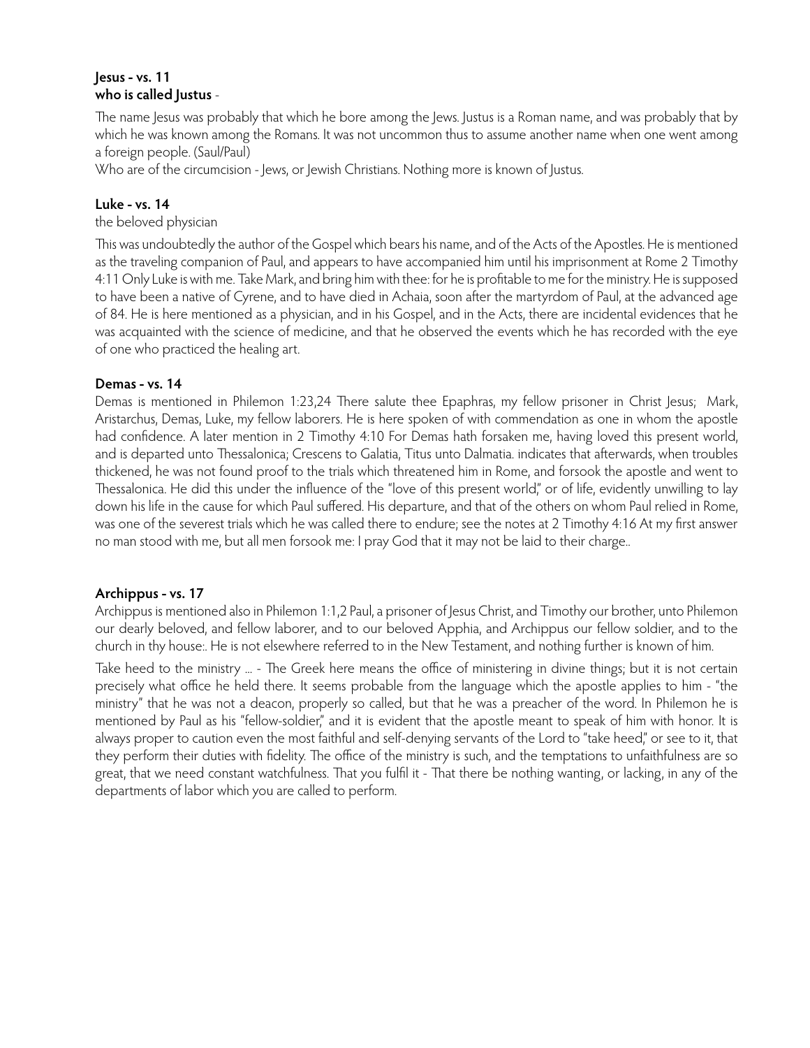**Jesus - vs. 11**
**who is called Justus** -

The name Jesus was probably that which he bore among the Jews. Justus is a Roman name, and was probably that by which he was known among the Romans. It was not uncommon thus to assume another name when one went among a foreign people. (Saul/Paul)
Who are of the circumcision - Jews, or Jewish Christians. Nothing more is known of Justus.

**Luke - vs. 14**

the beloved physician

This was undoubtedly the author of the Gospel which bears his name, and of the Acts of the Apostles. He is mentioned as the traveling companion of Paul, and appears to have accompanied him until his imprisonment at Rome 2 Timothy 4:11 Only Luke is with me. Take Mark, and bring him with thee: for he is profitable to me for the ministry. He is supposed to have been a native of Cyrene, and to have died in Achaia, soon after the martyrdom of Paul, at the advanced age of 84. He is here mentioned as a physician, and in his Gospel, and in the Acts, there are incidental evidences that he was acquainted with the science of medicine, and that he observed the events which he has recorded with the eye of one who practiced the healing art.

**Demas - vs. 14**

Demas is mentioned in Philemon 1:23,24 There salute thee Epaphras, my fellow prisoner in Christ Jesus; Mark, Aristarchus, Demas, Luke, my fellow laborers. He is here spoken of with commendation as one in whom the apostle had confidence. A later mention in 2 Timothy 4:10 For Demas hath forsaken me, having loved this present world, and is departed unto Thessalonica; Crescens to Galatia, Titus unto Dalmatia. indicates that afterwards, when troubles thickened, he was not found proof to the trials which threatened him in Rome, and forsook the apostle and went to Thessalonica. He did this under the influence of the "love of this present world," or of life, evidently unwilling to lay down his life in the cause for which Paul suffered. His departure, and that of the others on whom Paul relied in Rome, was one of the severest trials which he was called there to endure; see the notes at 2 Timothy 4:16 At my first answer no man stood with me, but all men forsook me: I pray God that it may not be laid to their charge..

**Archippus - vs. 17**

Archippus is mentioned also in Philemon 1:1,2 Paul, a prisoner of Jesus Christ, and Timothy our brother, unto Philemon our dearly beloved, and fellow laborer, and to our beloved Apphia, and Archippus our fellow soldier, and to the church in thy house:. He is not elsewhere referred to in the New Testament, and nothing further is known of him.

Take heed to the ministry ... - The Greek here means the office of ministering in divine things; but it is not certain precisely what office he held there. It seems probable from the language which the apostle applies to him - "the ministry" that he was not a deacon, properly so called, but that he was a preacher of the word. In Philemon he is mentioned by Paul as his "fellow-soldier," and it is evident that the apostle meant to speak of him with honor. It is always proper to caution even the most faithful and self-denying servants of the Lord to "take heed," or see to it, that they perform their duties with fidelity. The office of the ministry is such, and the temptations to unfaithfulness are so great, that we need constant watchfulness. That you fulfil it - That there be nothing wanting, or lacking, in any of the departments of labor which you are called to perform.